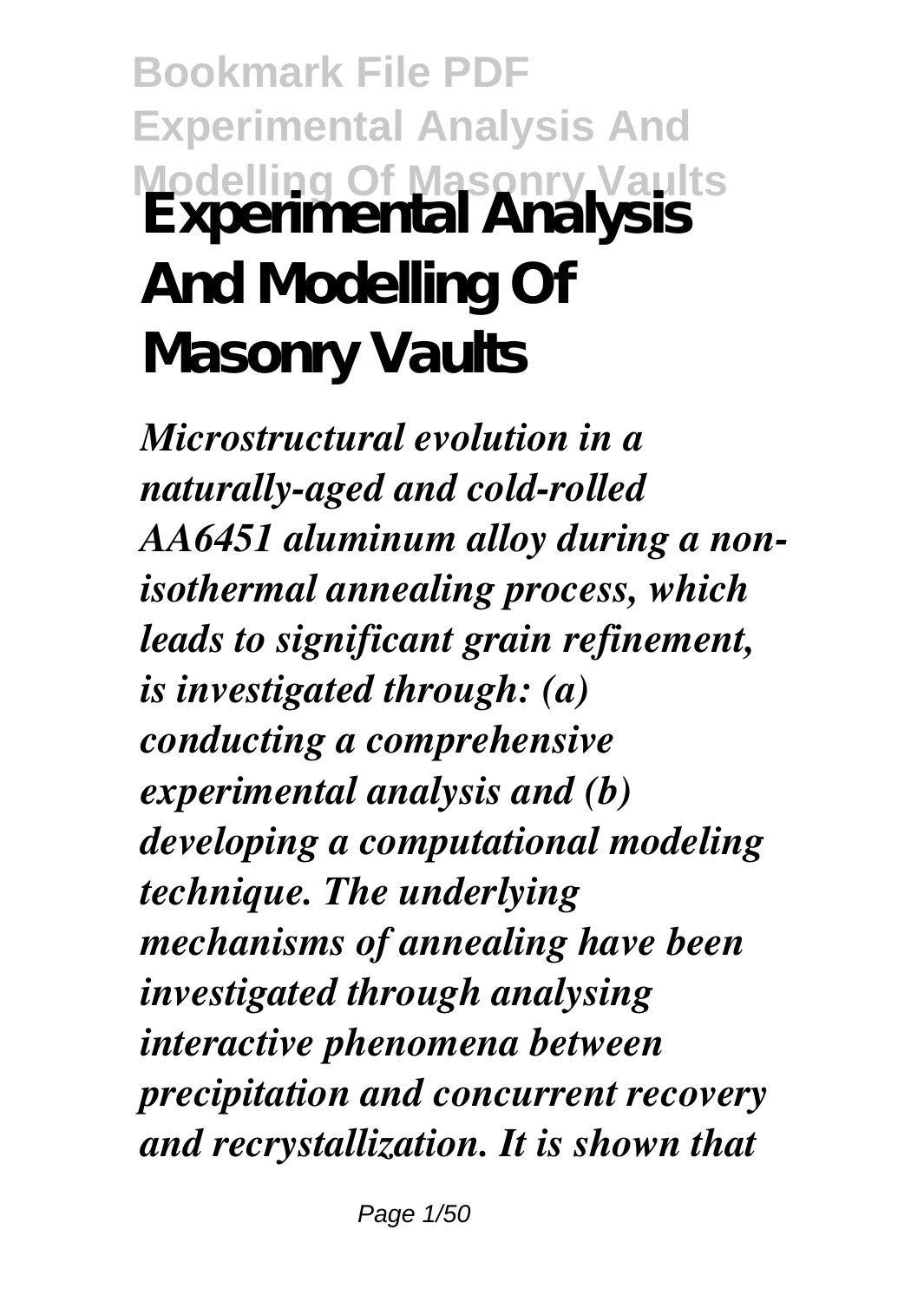**Bookmark File PDF Experimental Analysis And Modelling Of Masonry Vaults**

# Experimental Analysis And Modelling Of Masonry Vaults

*Microstructural evolution in a naturally-aged and cold-rolled AA6451 aluminum alloy during a non-isothermal annealing process, which leads to significant grain refinement, is investigated through: (a) conducting a comprehensive experimental analysis and (b) developing a computational modeling technique. The underlying mechanisms of annealing have been investigated through analysing interactive phenomena between precipitation and concurrent recovery and recrystallization. It is shown that*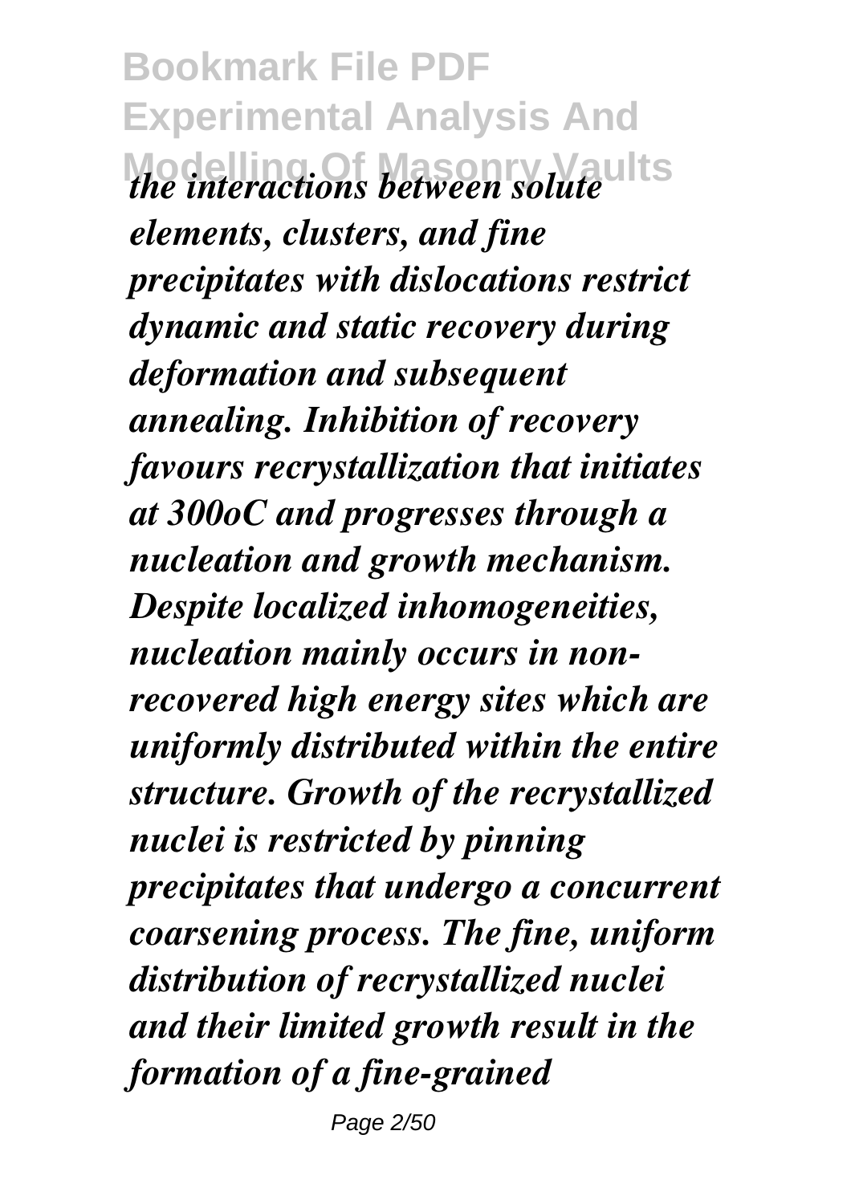*the interactions between solute elements, clusters, and fine precipitates with dislocations restrict dynamic and static recovery during deformation and subsequent annealing. Inhibition of recovery favours recrystallization that initiates at 300oC and progresses through a nucleation and growth mechanism. Despite localized inhomogeneities, nucleation mainly occurs in non-recovered high energy sites which are uniformly distributed within the entire structure. Growth of the recrystallized nuclei is restricted by pinning precipitates that undergo a concurrent coarsening process. The fine, uniform distribution of recrystallized nuclei and their limited growth result in the formation of a fine-grained*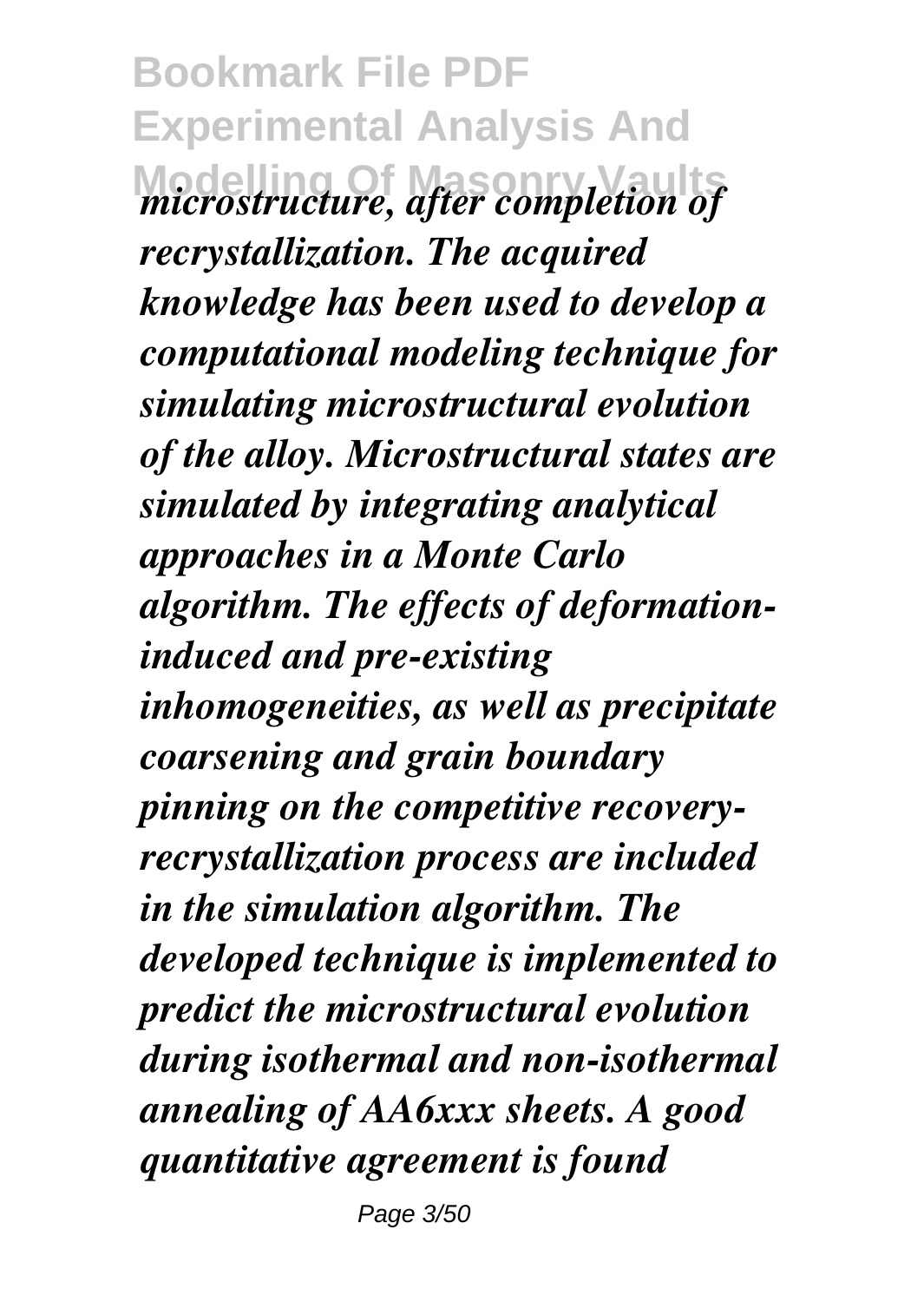*microstructure, after completion of recrystallization. The acquired knowledge has been used to develop a computational modeling technique for simulating microstructural evolution of the alloy. Microstructural states are simulated by integrating analytical approaches in a Monte Carlo algorithm. The effects of deformation-induced and pre-existing inhomogeneities, as well as precipitate coarsening and grain boundary pinning on the competitive recovery-recrystallization process are included in the simulation algorithm. The developed technique is implemented to predict the microstructural evolution during isothermal and non-isothermal annealing of AA6xxx sheets. A good quantitative agreement is found*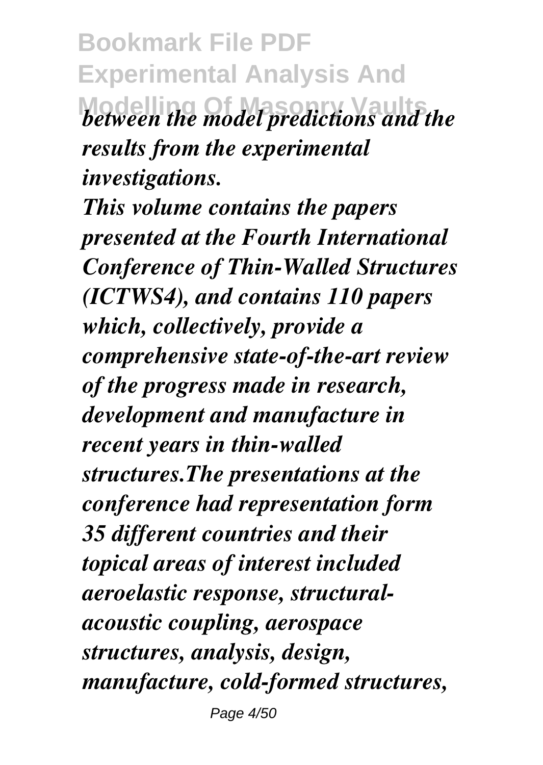*between the model predictions and the results from the experimental investigations.*

*This volume contains the papers presented at the Fourth International Conference of Thin-Walled Structures (ICTWS4), and contains 110 papers which, collectively, provide a comprehensive state-of-the-art review of the progress made in research, development and manufacture in recent years in thin-walled structures.The presentations at the conference had representation form 35 different countries and their topical areas of interest included aeroelastic response, structural-acoustic coupling, aerospace structures, analysis, design, manufacture, cold-formed structures,*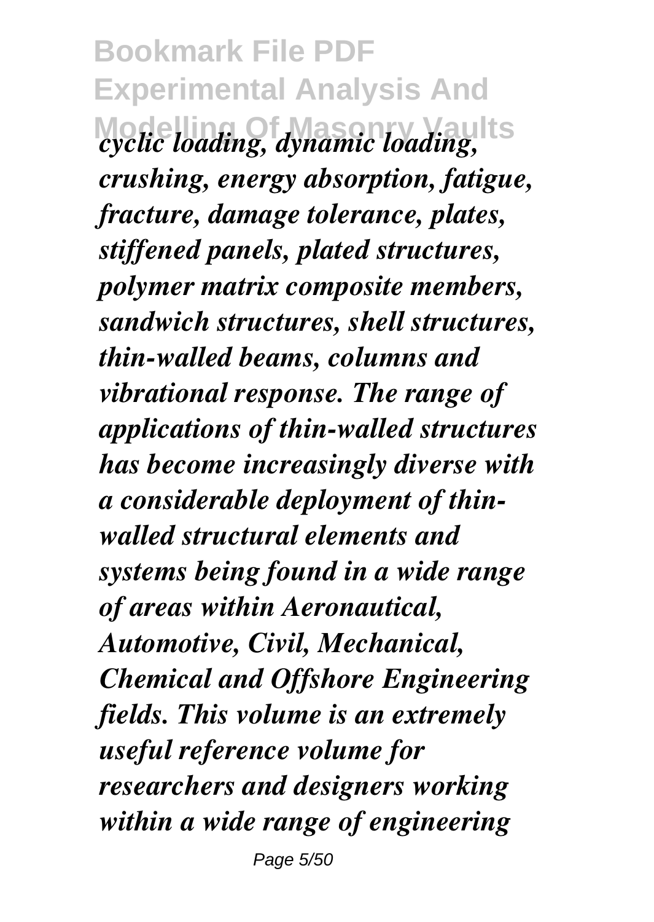*cyclic loading, dynamic loading, crushing, energy absorption, fatigue, fracture, damage tolerance, plates, stiffened panels, plated structures, polymer matrix composite members, sandwich structures, shell structures, thin-walled beams, columns and vibrational response. The range of applications of thin-walled structures has become increasingly diverse with a considerable deployment of thin-walled structural elements and systems being found in a wide range of areas within Aeronautical, Automotive, Civil, Mechanical, Chemical and Offshore Engineering fields. This volume is an extremely useful reference volume for researchers and designers working within a wide range of engineering*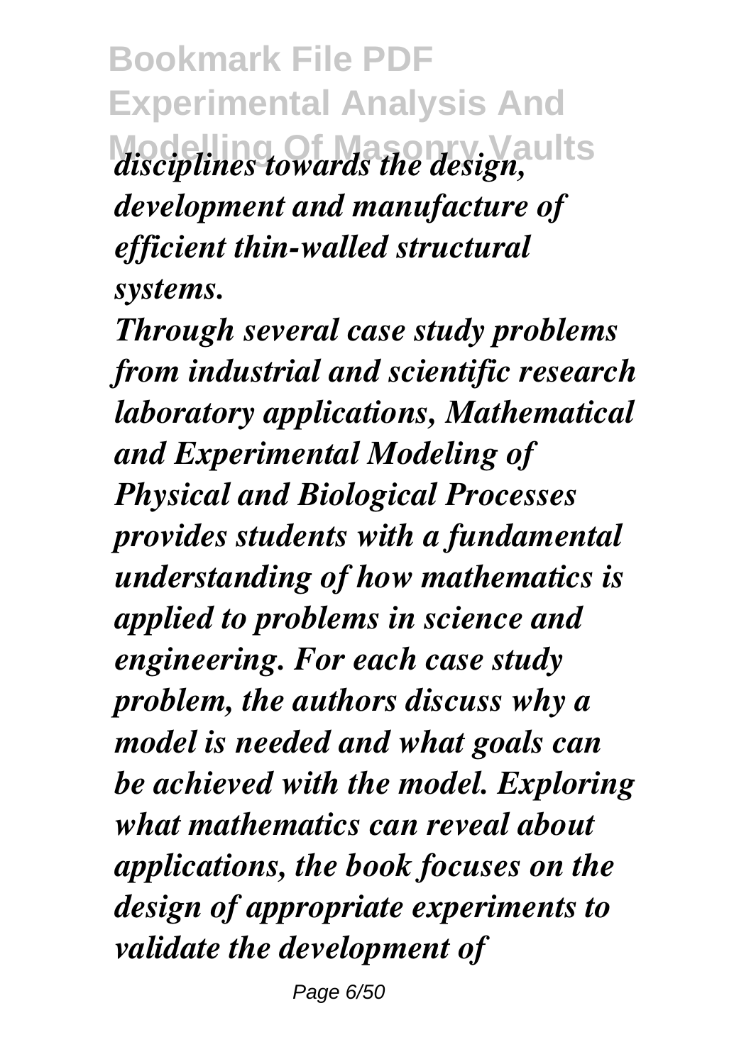*disciplines towards the design, development and manufacture of efficient thin-walled structural systems.*

*Through several case study problems from industrial and scientific research laboratory applications, Mathematical and Experimental Modeling of Physical and Biological Processes provides students with a fundamental understanding of how mathematics is applied to problems in science and engineering. For each case study problem, the authors discuss why a model is needed and what goals can be achieved with the model. Exploring what mathematics can reveal about applications, the book focuses on the design of appropriate experiments to validate the development of*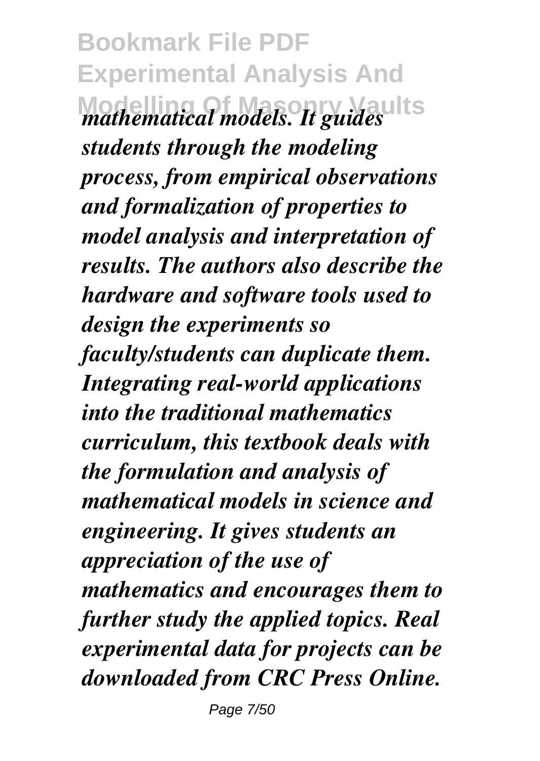*mathematical models. It guides students through the modeling process, from empirical observations and formalization of properties to model analysis and interpretation of results. The authors also describe the hardware and software tools used to design the experiments so faculty/students can duplicate them. Integrating real-world applications into the traditional mathematics curriculum, this textbook deals with the formulation and analysis of mathematical models in science and engineering. It gives students an appreciation of the use of mathematics and encourages them to further study the applied topics. Real experimental data for projects can be downloaded from CRC Press Online.*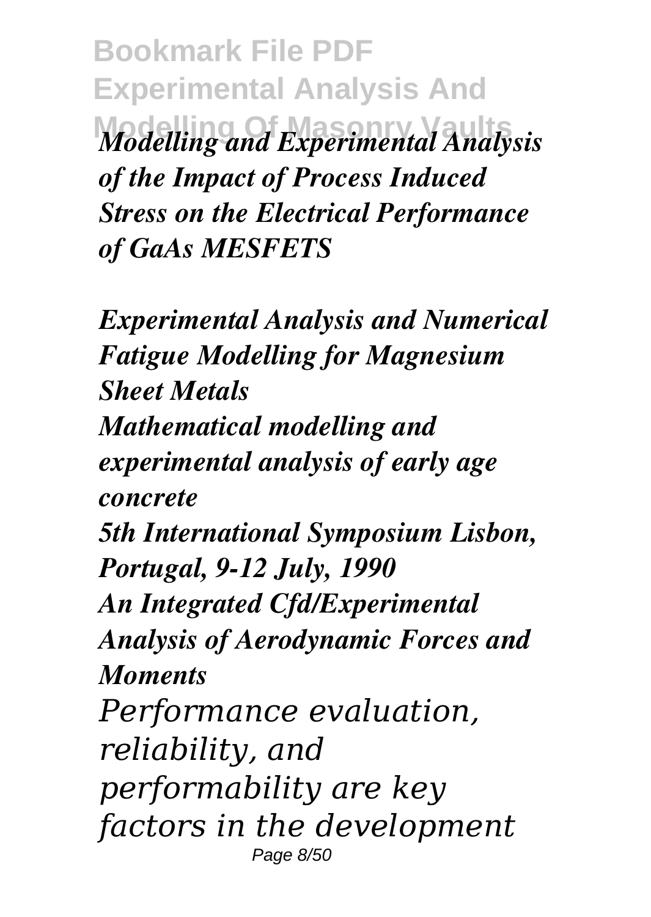*Modelling and Experimental Analysis of the Impact of Process Induced Stress on the Electrical Performance of GaAs MESFETS*

*Experimental Analysis and Numerical Fatigue Modelling for Magnesium Sheet Metals*

*Mathematical modelling and experimental analysis of early age concrete*

*5th International Symposium Lisbon, Portugal, 9-12 July, 1990*

*An Integrated Cfd/Experimental Analysis of Aerodynamic Forces and Moments*

*Performance evaluation, reliability, and performability are key factors in the development*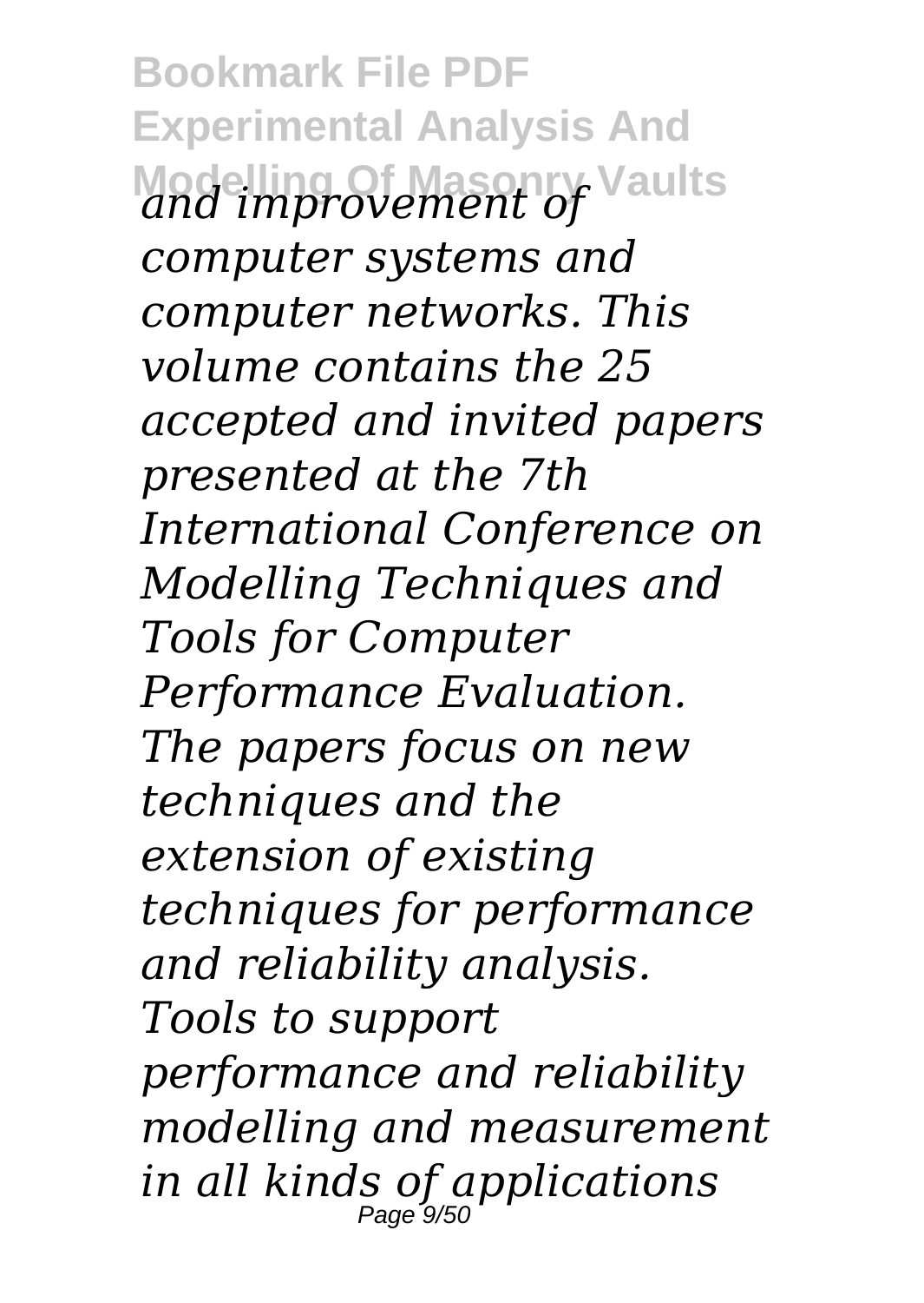*and improvement of computer systems and computer networks. This volume contains the 25 accepted and invited papers presented at the 7th International Conference on Modelling Techniques and Tools for Computer Performance Evaluation. The papers focus on new techniques and the extension of existing techniques for performance and reliability analysis. Tools to support performance and reliability modelling and measurement in all kinds of applications*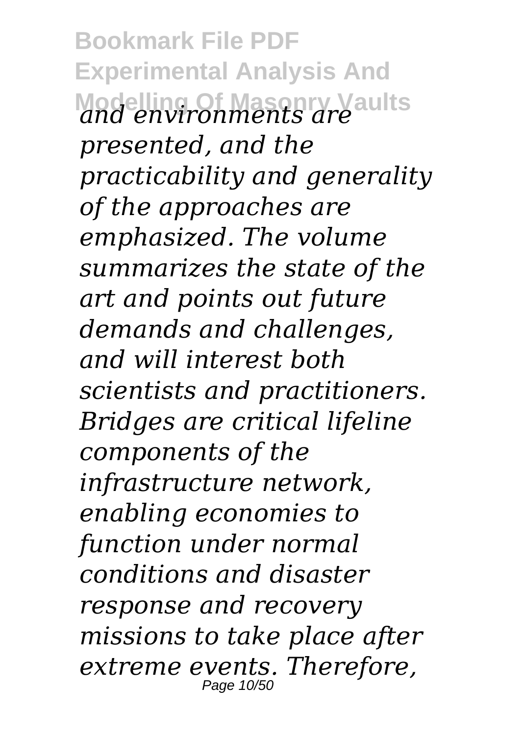*and environments are presented, and the practicability and generality of the approaches are emphasized. The volume summarizes the state of the art and points out future demands and challenges, and will interest both scientists and practitioners. Bridges are critical lifeline components of the infrastructure network, enabling economies to function under normal conditions and disaster response and recovery missions to take place after extreme events. Therefore,*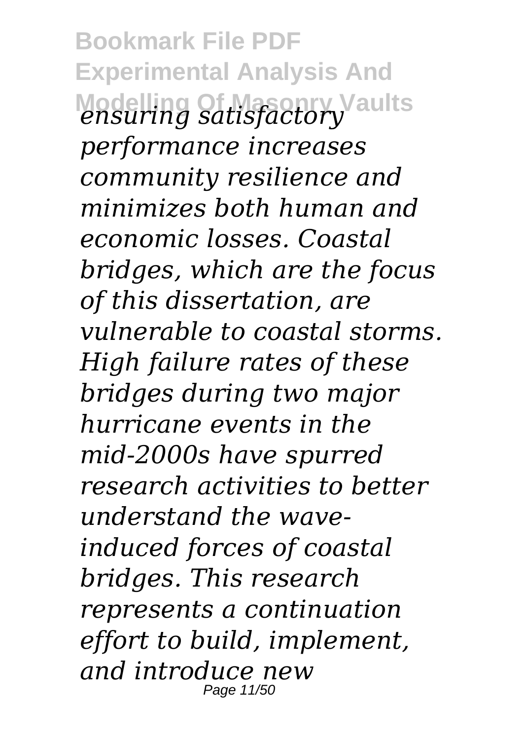*ensuring satisfactory performance increases community resilience and minimizes both human and economic losses. Coastal bridges, which are the focus of this dissertation, are vulnerable to coastal storms. High failure rates of these bridges during two major hurricane events in the mid-2000s have spurred research activities to better understand the wave-induced forces of coastal bridges. This research represents a continuation effort to build, implement, and introduce new*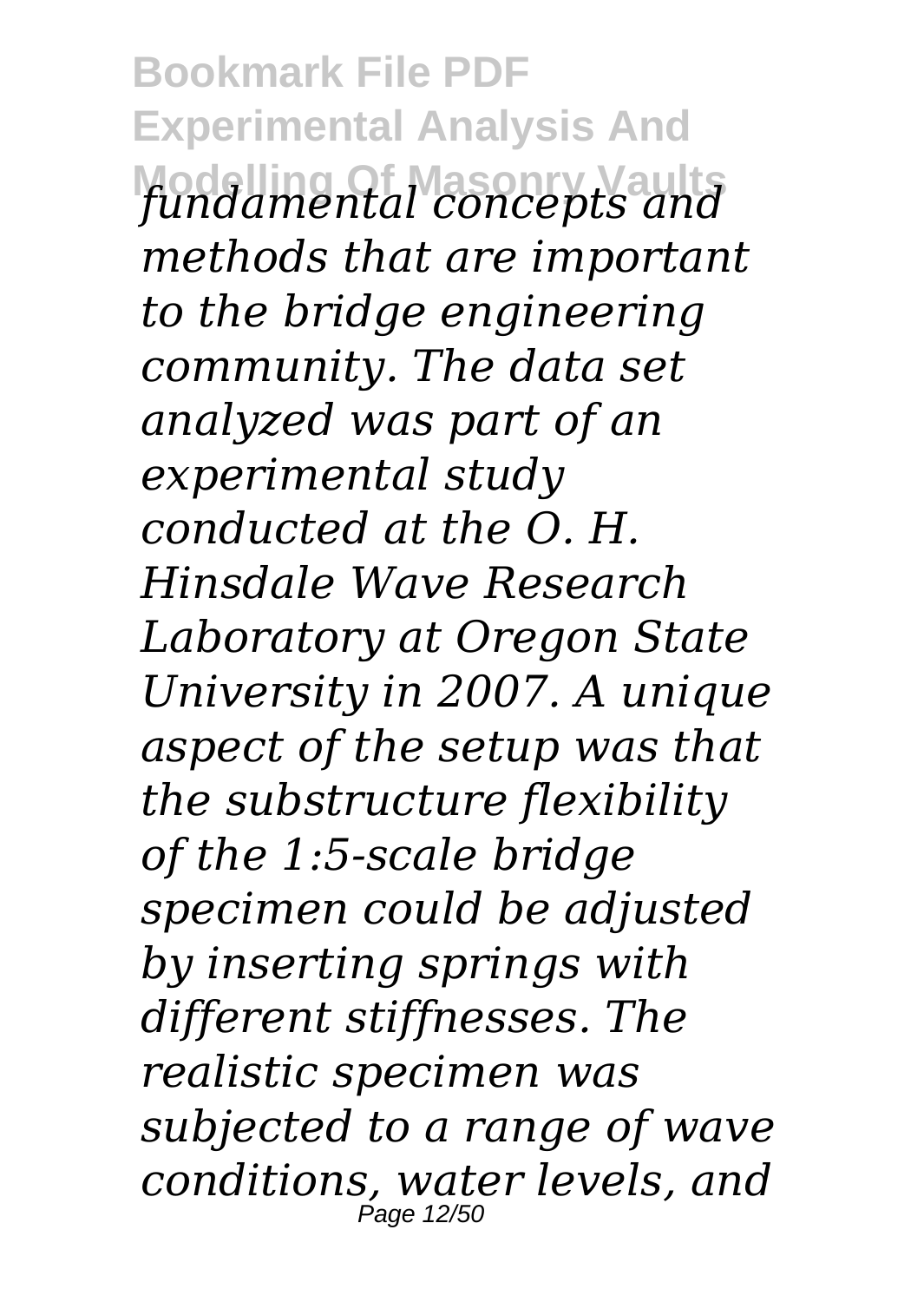*fundamental concepts and methods that are important to the bridge engineering community. The data set analyzed was part of an experimental study conducted at the O. H. Hinsdale Wave Research Laboratory at Oregon State University in 2007. A unique aspect of the setup was that the substructure flexibility of the 1:5-scale bridge specimen could be adjusted by inserting springs with different stiffnesses. The realistic specimen was subjected to a range of wave conditions, water levels, and*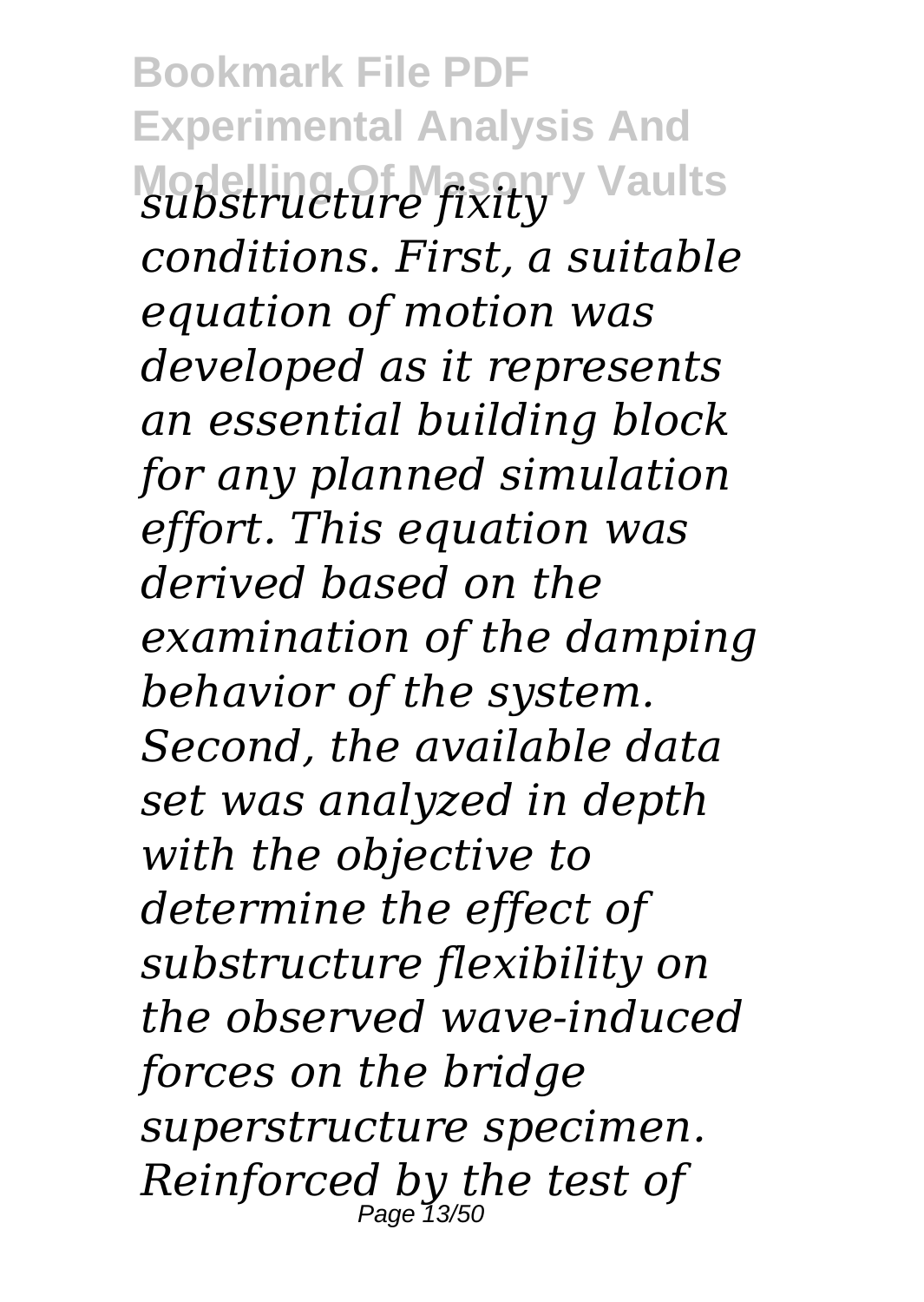*substructure fixity conditions. First, a suitable equation of motion was developed as it represents an essential building block for any planned simulation effort. This equation was derived based on the examination of the damping behavior of the system. Second, the available data set was analyzed in depth with the objective to determine the effect of substructure flexibility on the observed wave-induced forces on the bridge superstructure specimen. Reinforced by the test of*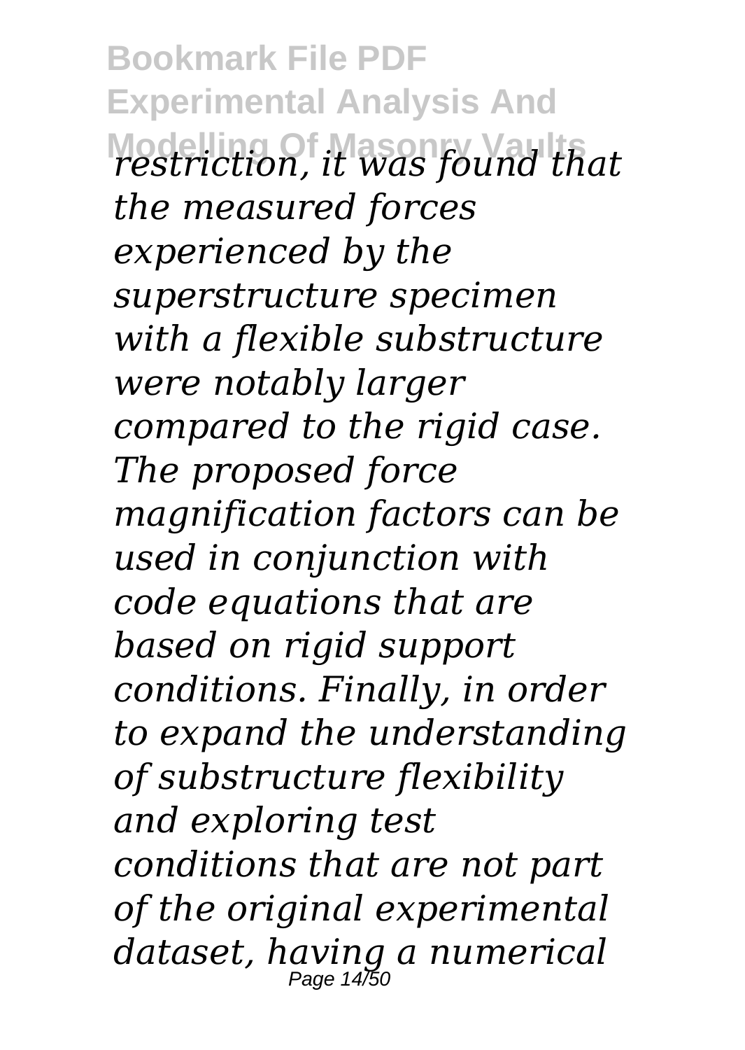*restriction, it was found that the measured forces experienced by the superstructure specimen with a flexible substructure were notably larger compared to the rigid case. The proposed force magnification factors can be used in conjunction with code equations that are based on rigid support conditions. Finally, in order to expand the understanding of substructure flexibility and exploring test conditions that are not part of the original experimental dataset, having a numerical*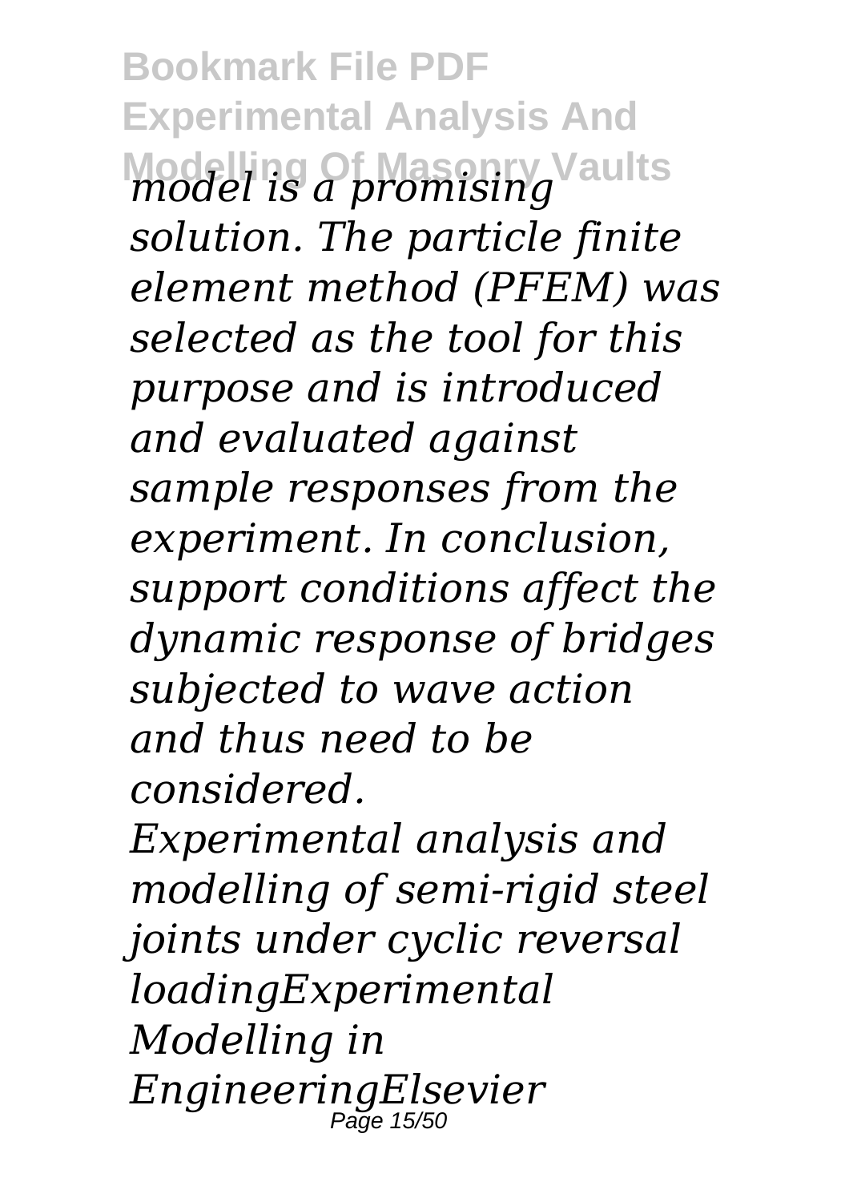*model is a promising solution. The particle finite element method (PFEM) was selected as the tool for this purpose and is introduced and evaluated against sample responses from the experiment. In conclusion, support conditions affect the dynamic response of bridges subjected to wave action and thus need to be considered.*

*Experimental analysis and modelling of semi-rigid steel joints under cyclic reversal loadingExperimental Modelling in EngineeringElsevier*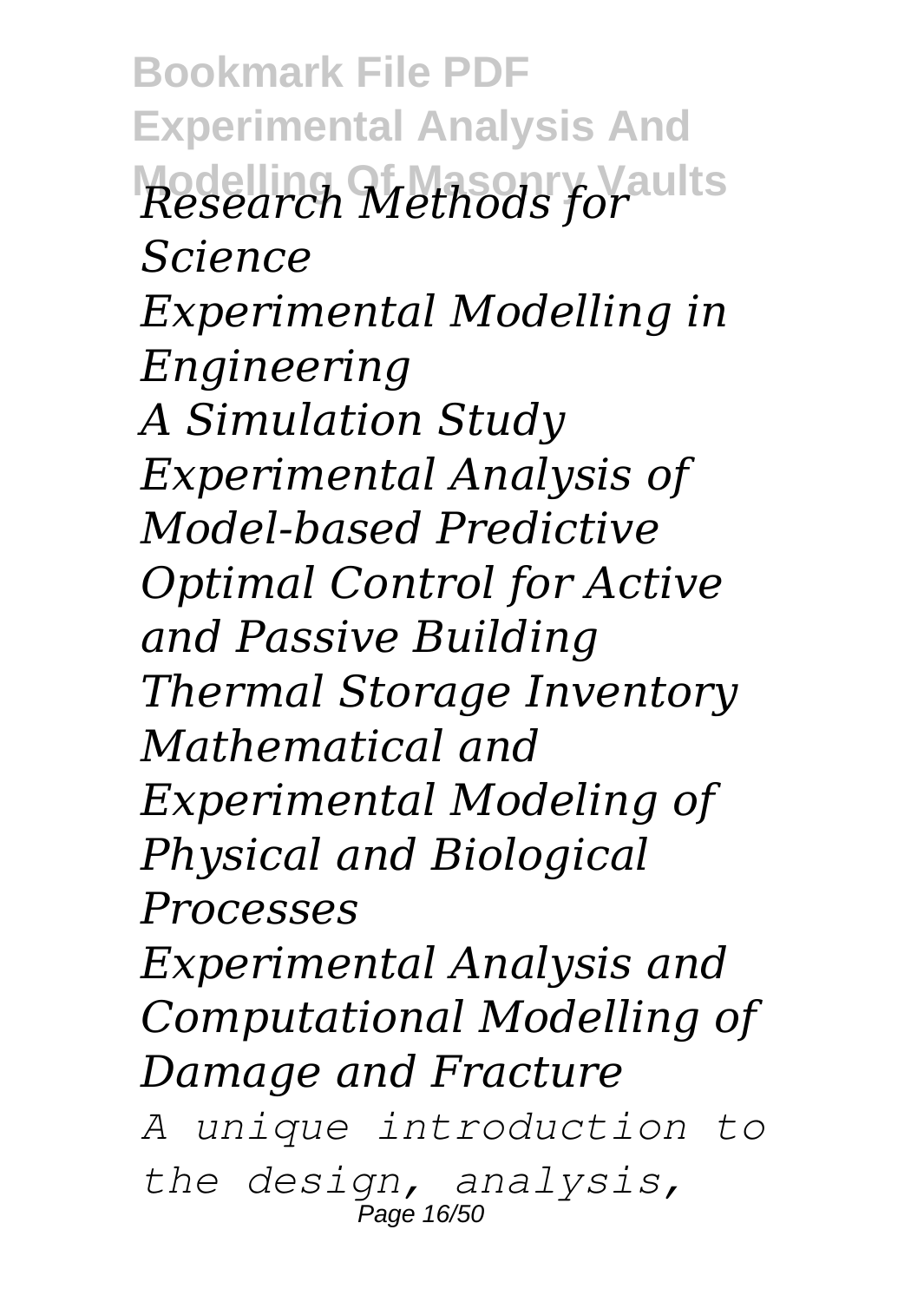*Research Methods for Science*

*Experimental Modelling in Engineering*

*A Simulation Study*

*Experimental Analysis of Model-based Predictive Optimal Control for Active and Passive Building Thermal Storage Inventory*

*Mathematical and Experimental Modeling of Physical and Biological Processes*

*Experimental Analysis and Computational Modelling of Damage and Fracture*

*A unique introduction to the design, analysis,*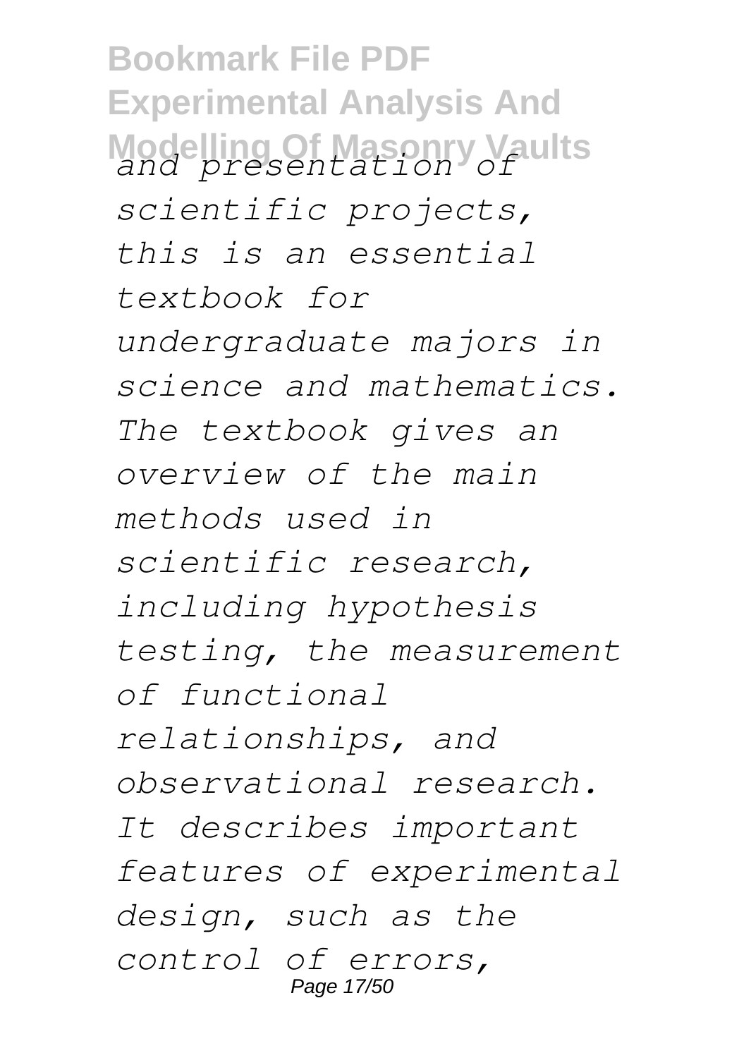*and presentation of scientific projects, this is an essential textbook for undergraduate majors in science and mathematics. The textbook gives an overview of the main methods used in scientific research, including hypothesis testing, the measurement of functional relationships, and observational research. It describes important features of experimental design, such as the control of errors,*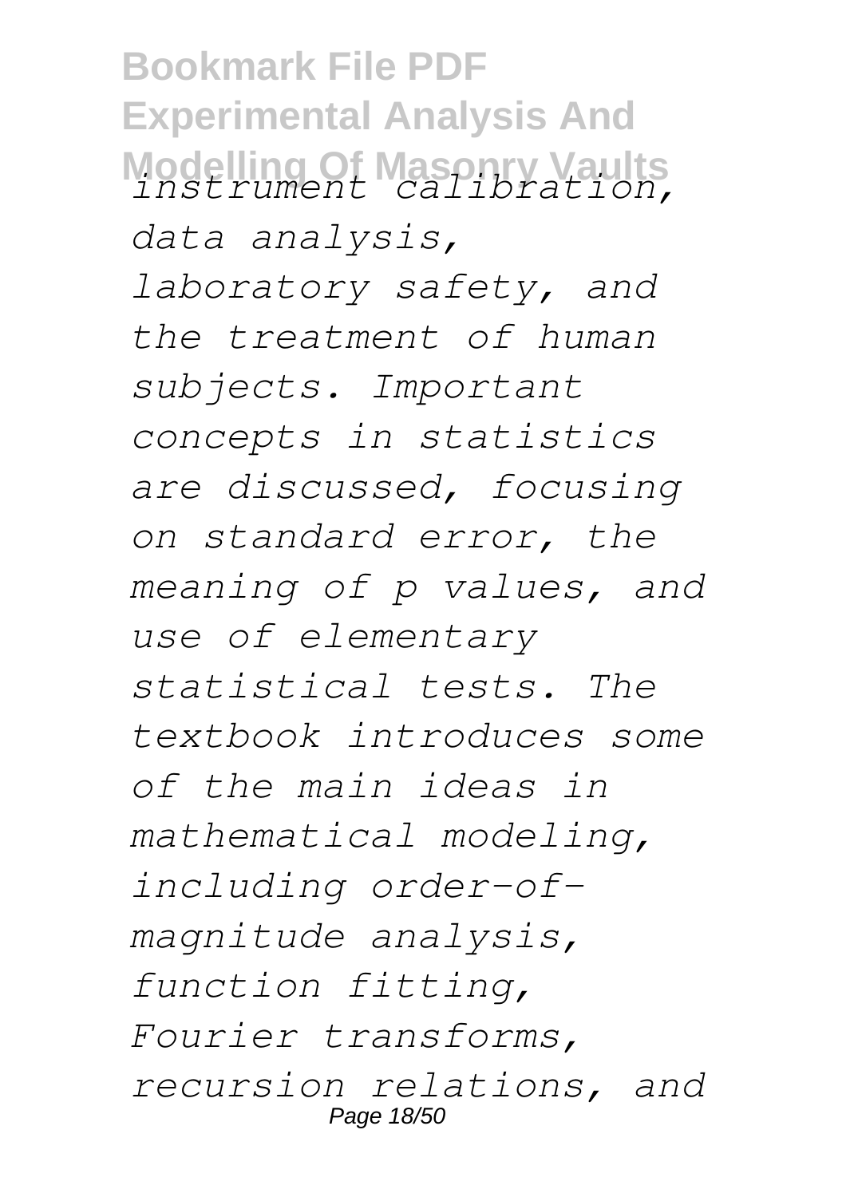*instrument calibration, data analysis, laboratory safety, and the treatment of human subjects. Important concepts in statistics are discussed, focusing on standard error, the meaning of p values, and use of elementary statistical tests. The textbook introduces some of the main ideas in mathematical modeling, including order-of-magnitude analysis, function fitting, Fourier transforms, recursion relations, and*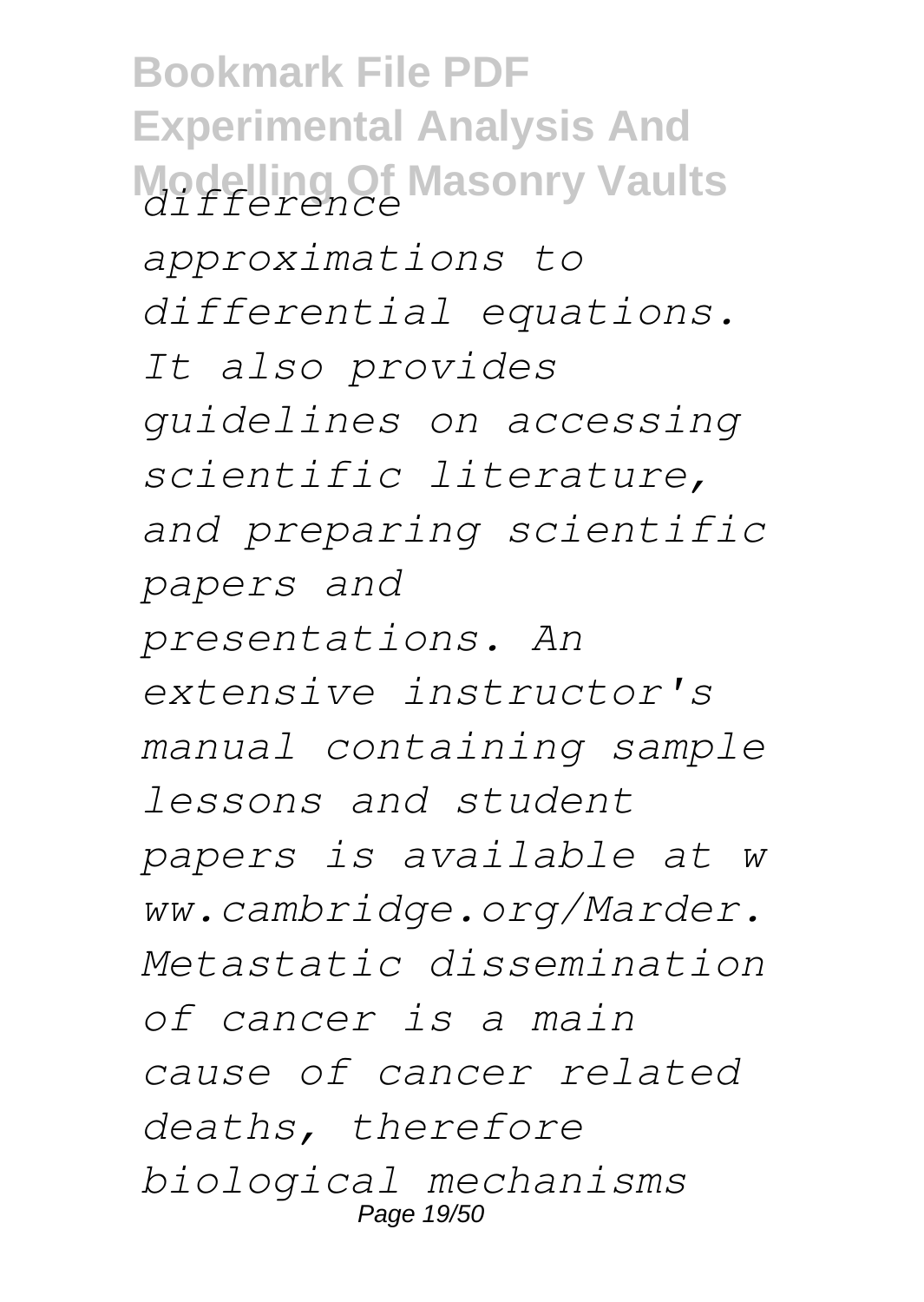*difference approximations to differential equations. It also provides guidelines on accessing scientific literature, and preparing scientific papers and presentations. An extensive instructor's manual containing sample lessons and student papers is available at www.cambridge.org/Marder. Metastatic dissemination of cancer is a main cause of cancer related deaths, therefore biological mechanisms*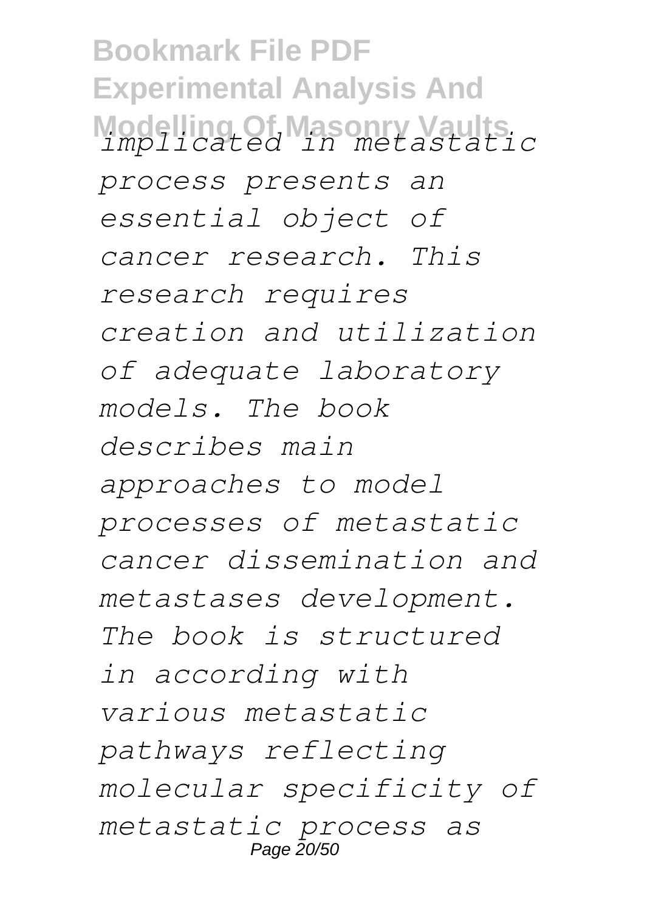*implicated in metastatic process presents an essential object of cancer research. This research requires creation and utilization of adequate laboratory models. The book describes main approaches to model processes of metastatic cancer dissemination and metastases development. The book is structured in according with various metastatic pathways reflecting molecular specificity of metastatic process as*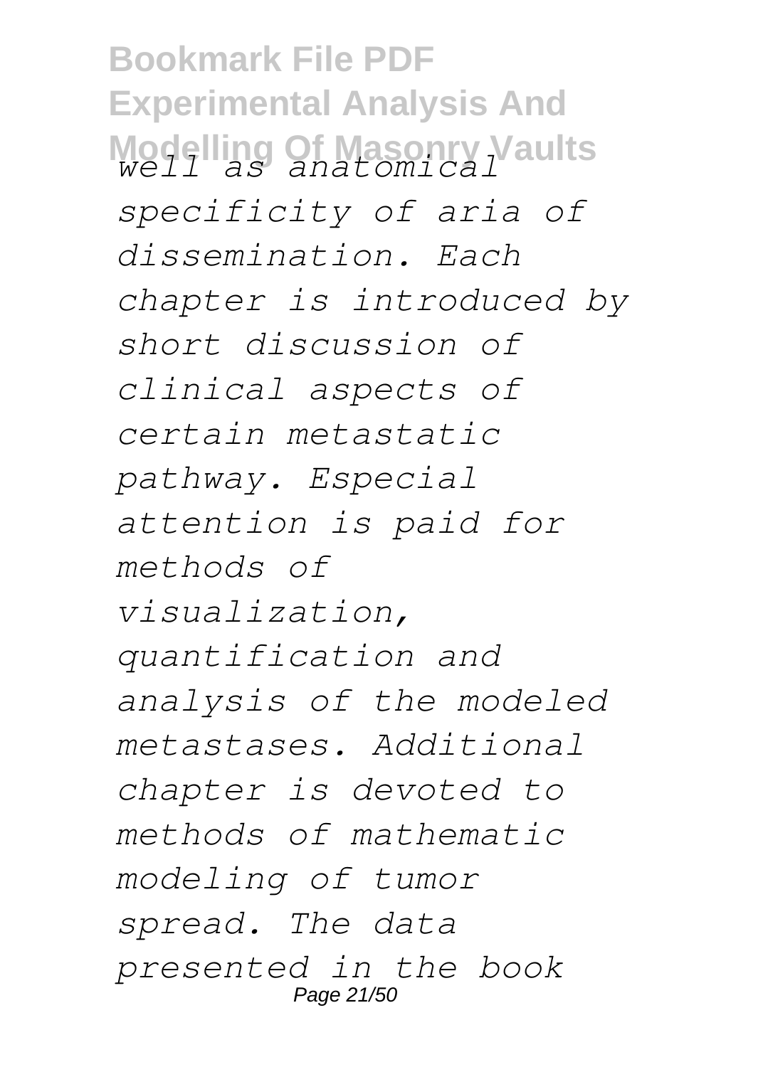*well as anatomical specificity of aria of dissemination. Each chapter is introduced by short discussion of clinical aspects of certain metastatic pathway. Especial attention is paid for methods of visualization, quantification and analysis of the modeled metastases. Additional chapter is devoted to methods of mathematic modeling of tumor spread. The data presented in the book*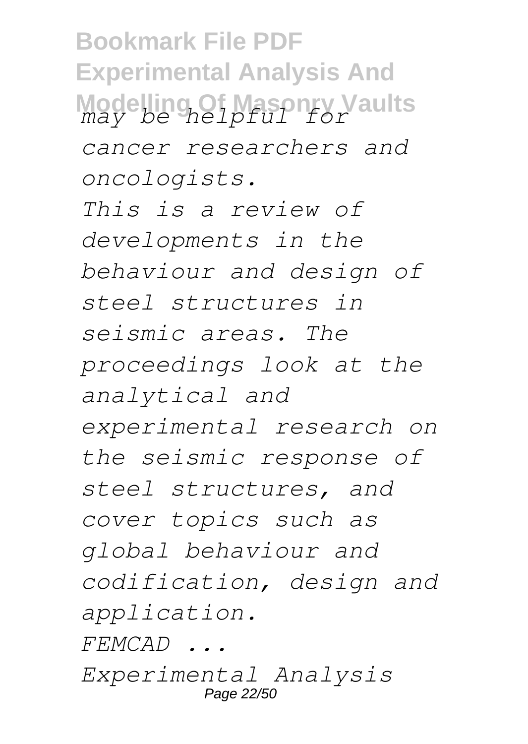*may be helpful for cancer researchers and oncologists.*

*This is a review of developments in the behaviour and design of steel structures in seismic areas. The proceedings look at the analytical and experimental research on the seismic response of steel structures, and cover topics such as global behaviour and codification, design and application.*

*FEMCAD ...*

*Experimental Analysis*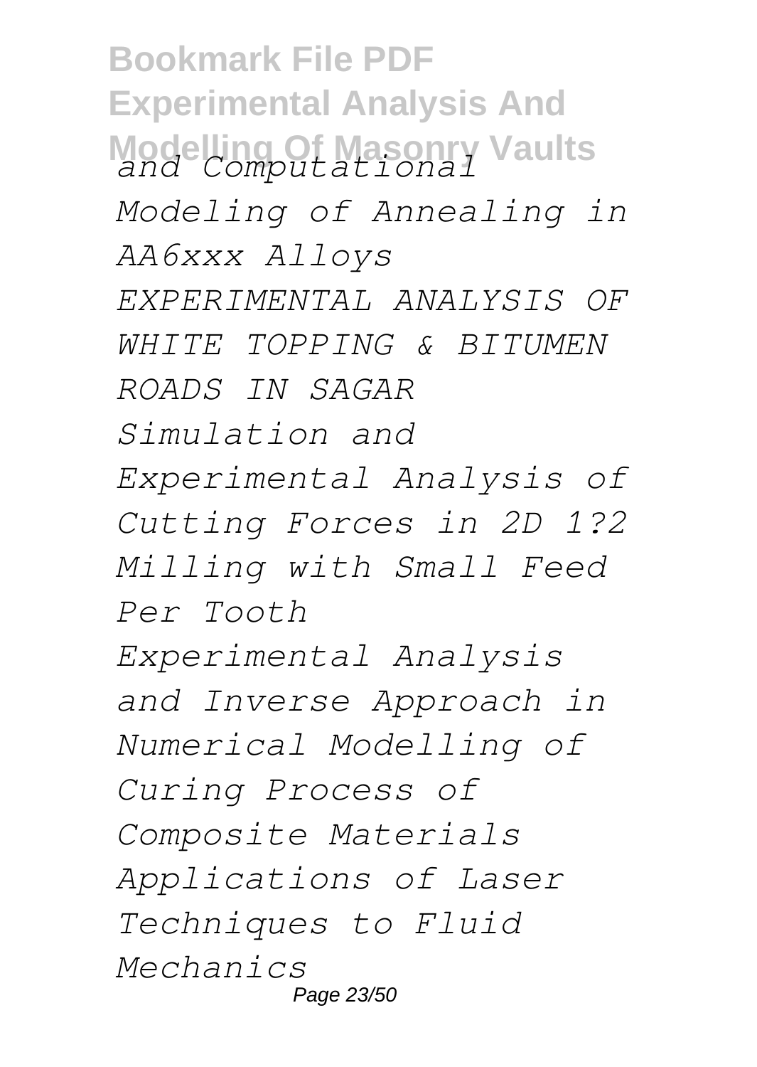*and Computational Modeling of Annealing in AA6xxx Alloys*

*EXPERIMENTAL ANALYSIS OF WHITE TOPPING & BITUMEN ROADS IN SAGAR*

*Simulation and Experimental Analysis of Cutting Forces in 2D 1?2 Milling with Small Feed Per Tooth*

*Experimental Analysis and Inverse Approach in Numerical Modelling of Curing Process of Composite Materials*

*Applications of Laser Techniques to Fluid Mechanics*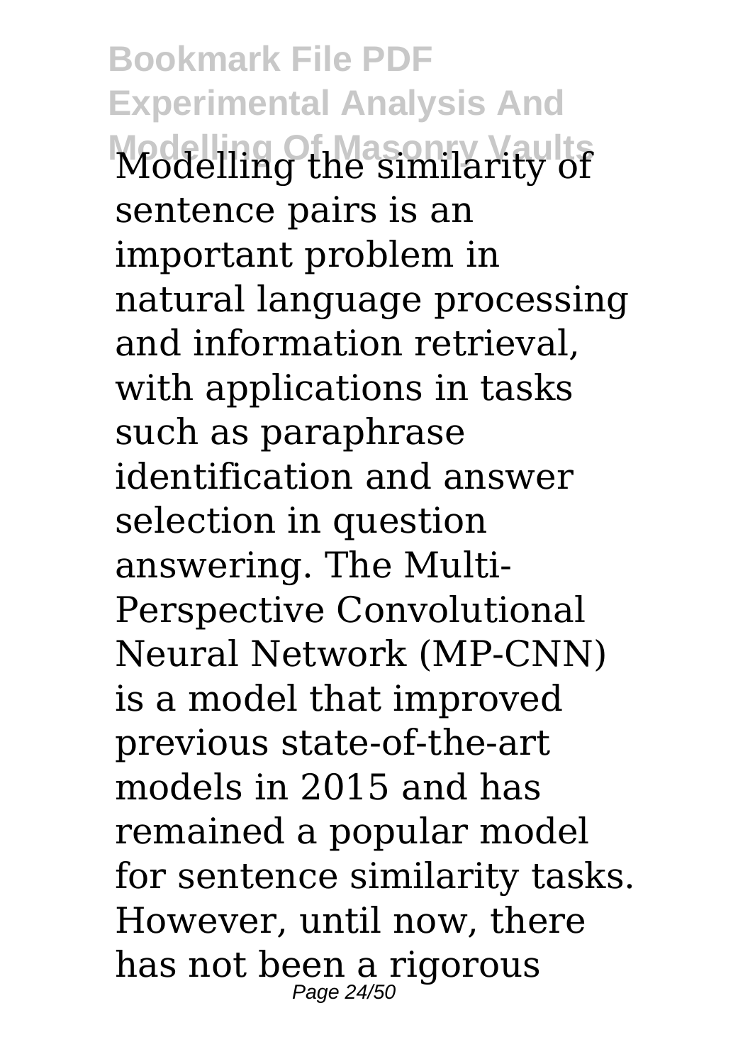Modelling the similarity of sentence pairs is an important problem in natural language processing and information retrieval, with applications in tasks such as paraphrase identification and answer selection in question answering. The Multi-Perspective Convolutional Neural Network (MP-CNN) is a model that improved previous state-of-the-art models in 2015 and has remained a popular model for sentence similarity tasks. However, until now, there has not been a rigorous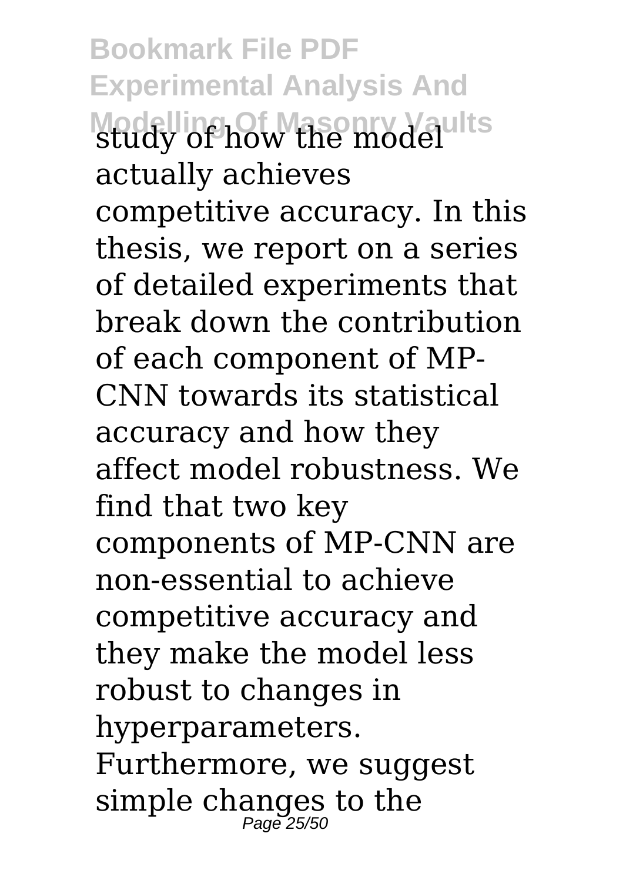study of how the model actually achieves competitive accuracy. In this thesis, we report on a series of detailed experiments that break down the contribution of each component of MP-CNN towards its statistical accuracy and how they affect model robustness. We find that two key components of MP-CNN are non-essential to achieve competitive accuracy and they make the model less robust to changes in hyperparameters. Furthermore, we suggest simple changes to the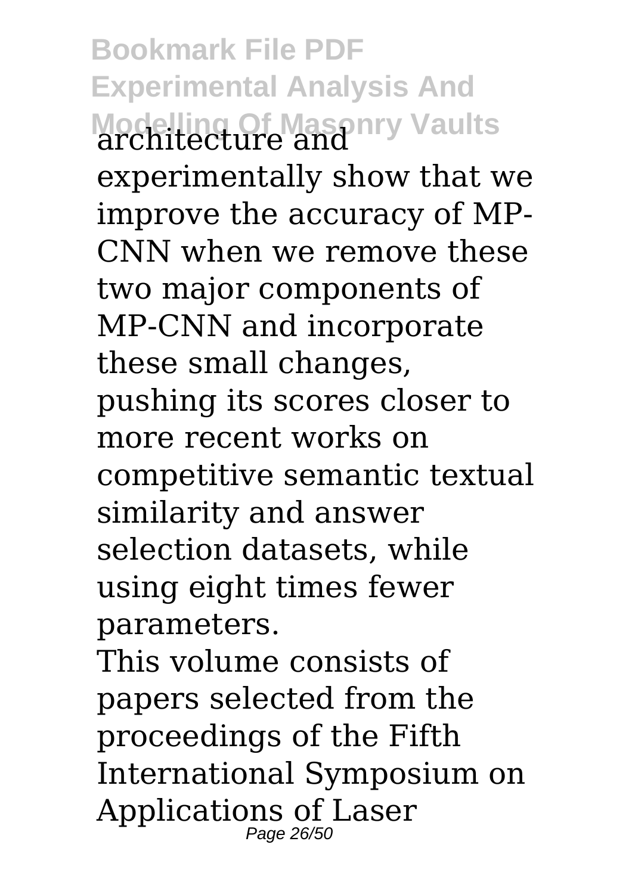architecture and experimentally show that we improve the accuracy of MP-CNN when we remove these two major components of MP-CNN and incorporate these small changes, pushing its scores closer to more recent works on competitive semantic textual similarity and answer selection datasets, while using eight times fewer parameters.

This volume consists of papers selected from the proceedings of the Fifth International Symposium on Applications of Laser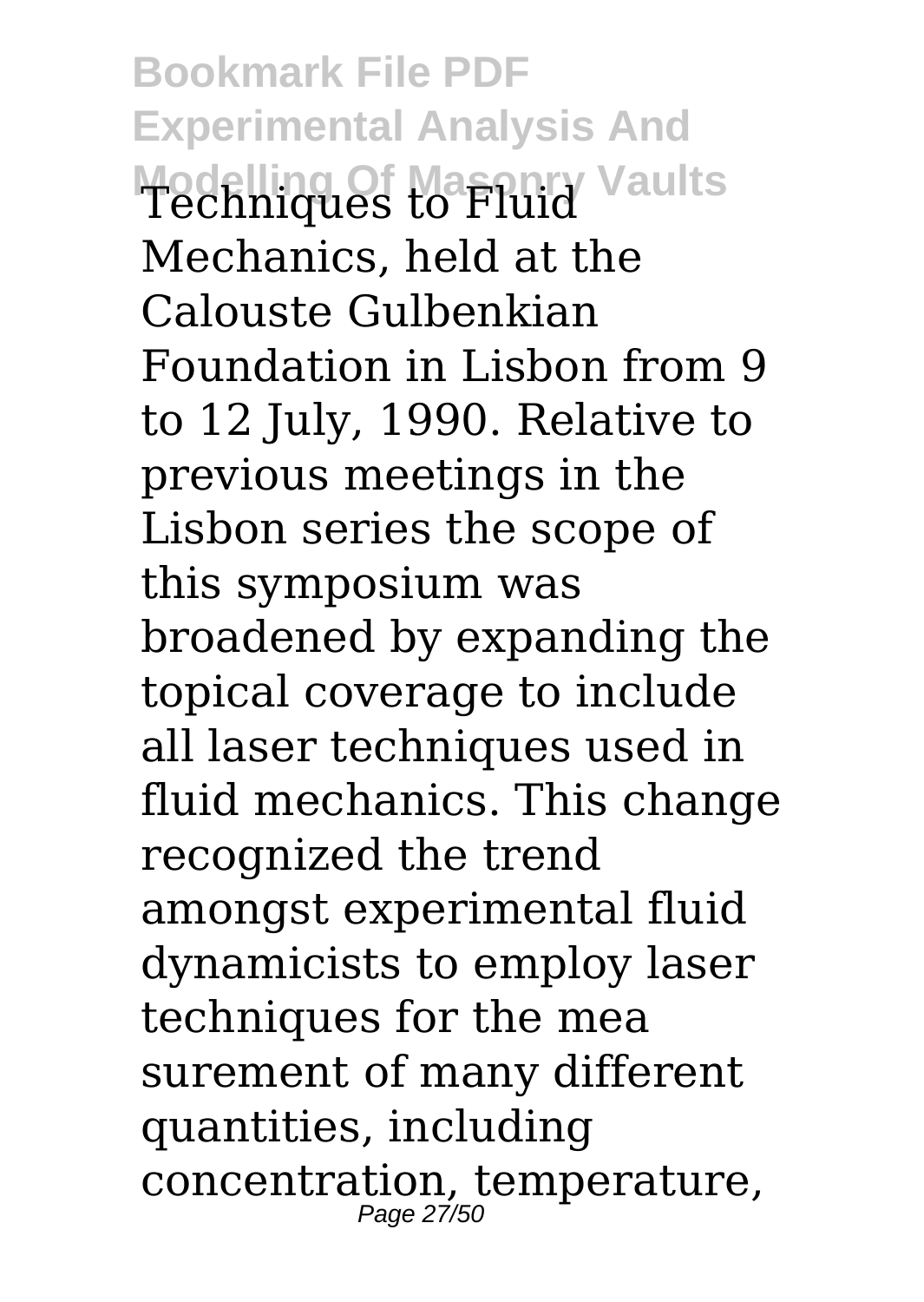Techniques to Fluid Mechanics, held at the Calouste Gulbenkian Foundation in Lisbon from 9 to 12 July, 1990. Relative to previous meetings in the Lisbon series the scope of this symposium was broadened by expanding the topical coverage to include all laser techniques used in fluid mechanics. This change recognized the trend amongst experimental fluid dynamicists to employ laser techniques for the mea surement of many different quantities, including concentration, temperature,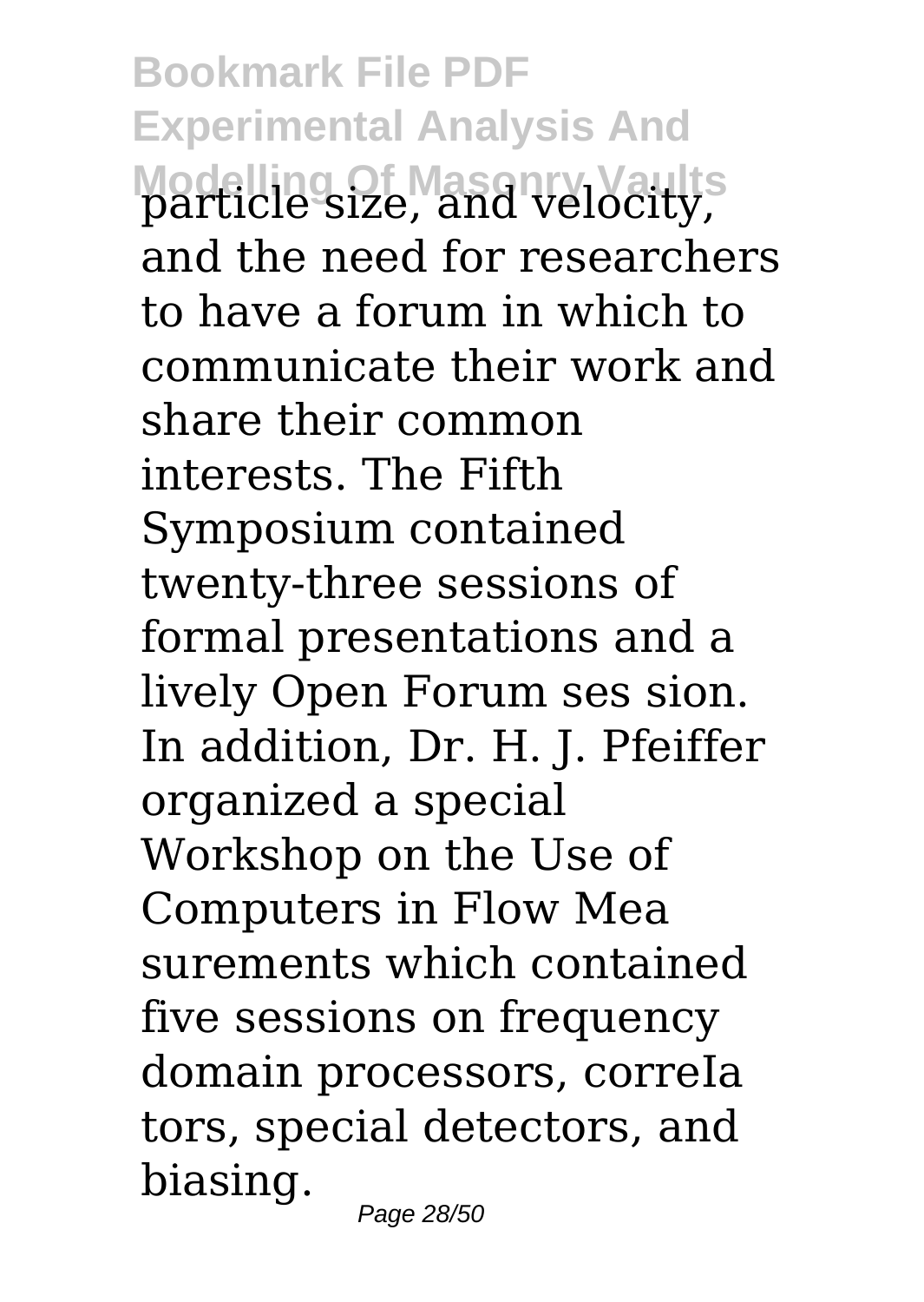particle size, and velocity, and the need for researchers to have a forum in which to communicate their work and share their common interests. The Fifth Symposium contained twenty-three sessions of formal presentations and a lively Open Forum ses sion. In addition, Dr. H. J. Pfeiffer organized a special Workshop on the Use of Computers in Flow Mea surements which contained five sessions on frequency domain processors, correIa tors, special detectors, and biasing.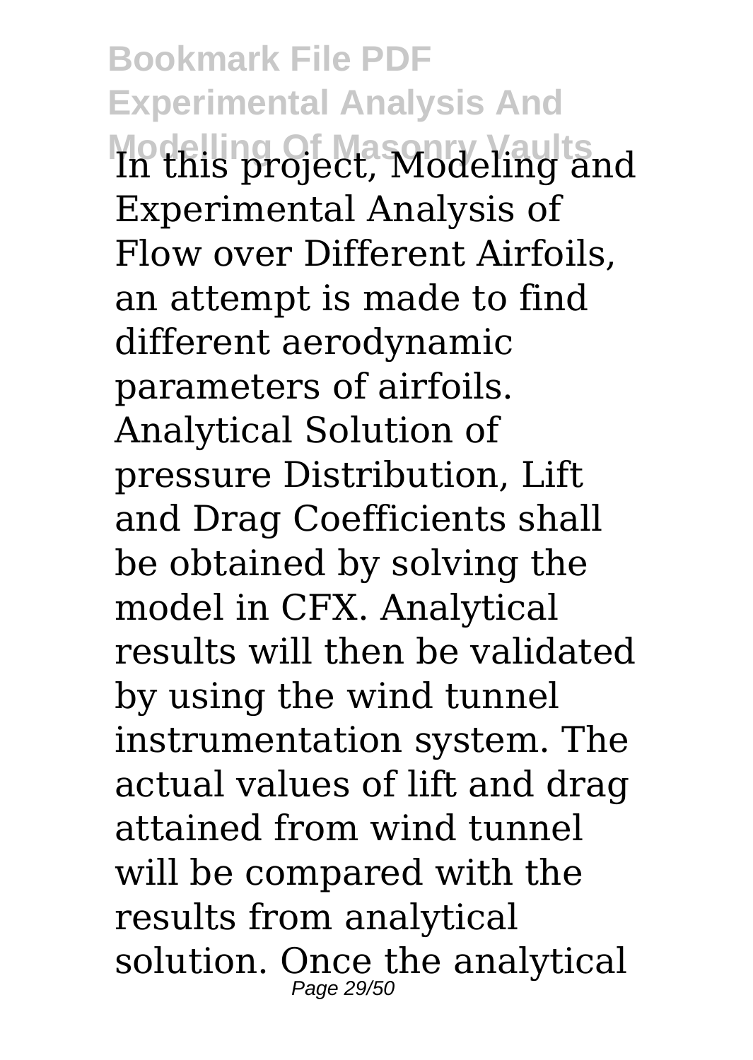In this project, Modeling and Experimental Analysis of Flow over Different Airfoils, an attempt is made to find different aerodynamic parameters of airfoils. Analytical Solution of pressure Distribution, Lift and Drag Coefficients shall be obtained by solving the model in CFX. Analytical results will then be validated by using the wind tunnel instrumentation system. The actual values of lift and drag attained from wind tunnel will be compared with the results from analytical solution. Once the analytical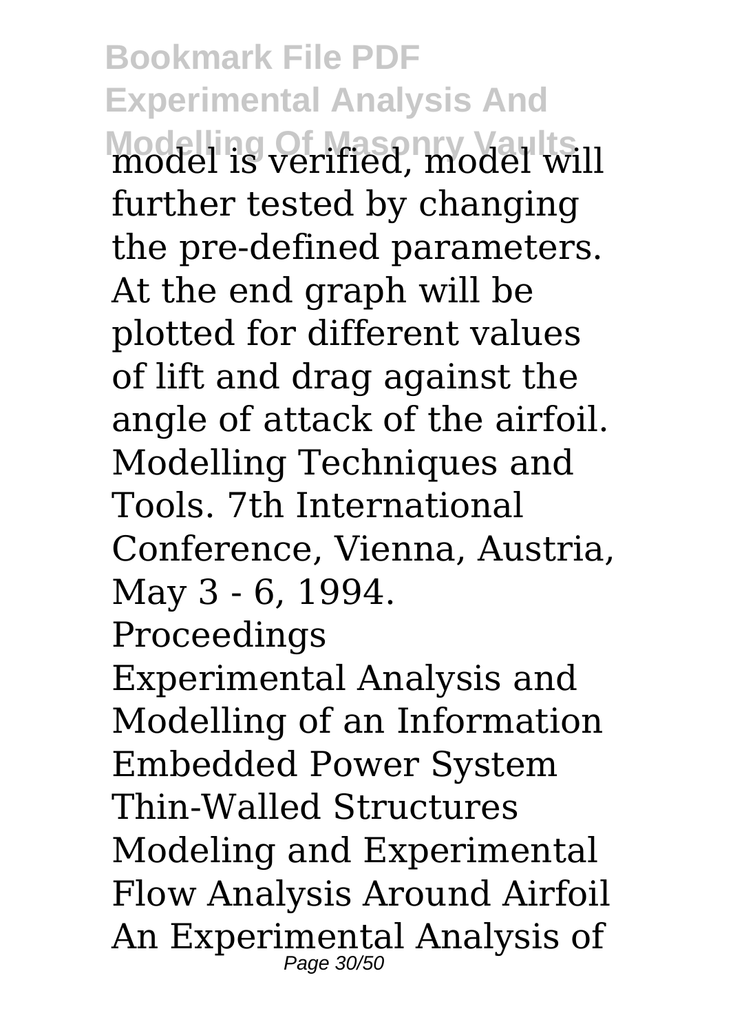model is verified, model will further tested by changing the pre-defined parameters. At the end graph will be plotted for different values of lift and drag against the angle of attack of the airfoil.

Modelling Techniques and Tools. 7th International Conference, Vienna, Austria, May 3 - 6, 1994. Proceedings

Experimental Analysis and Modelling of an Information Embedded Power System

Thin-Walled Structures

Modeling and Experimental Flow Analysis Around Airfoil

An Experimental Analysis of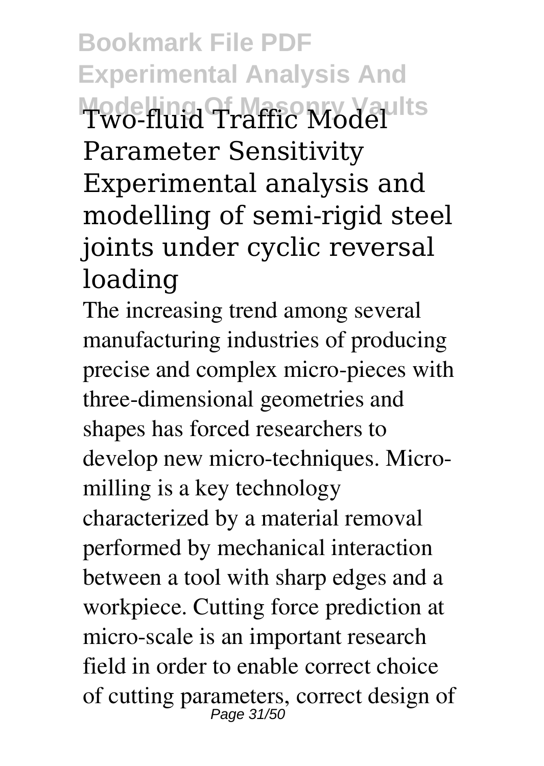Two-fluid Traffic Model Parameter Sensitivity
Experimental analysis and modelling of semi-rigid steel joints under cyclic reversal loading

The increasing trend among several manufacturing industries of producing precise and complex micro-pieces with three-dimensional geometries and shapes has forced researchers to develop new micro-techniques. Micro-milling is a key technology characterized by a material removal performed by mechanical interaction between a tool with sharp edges and a workpiece. Cutting force prediction at micro-scale is an important research field in order to enable correct choice of cutting parameters, correct design of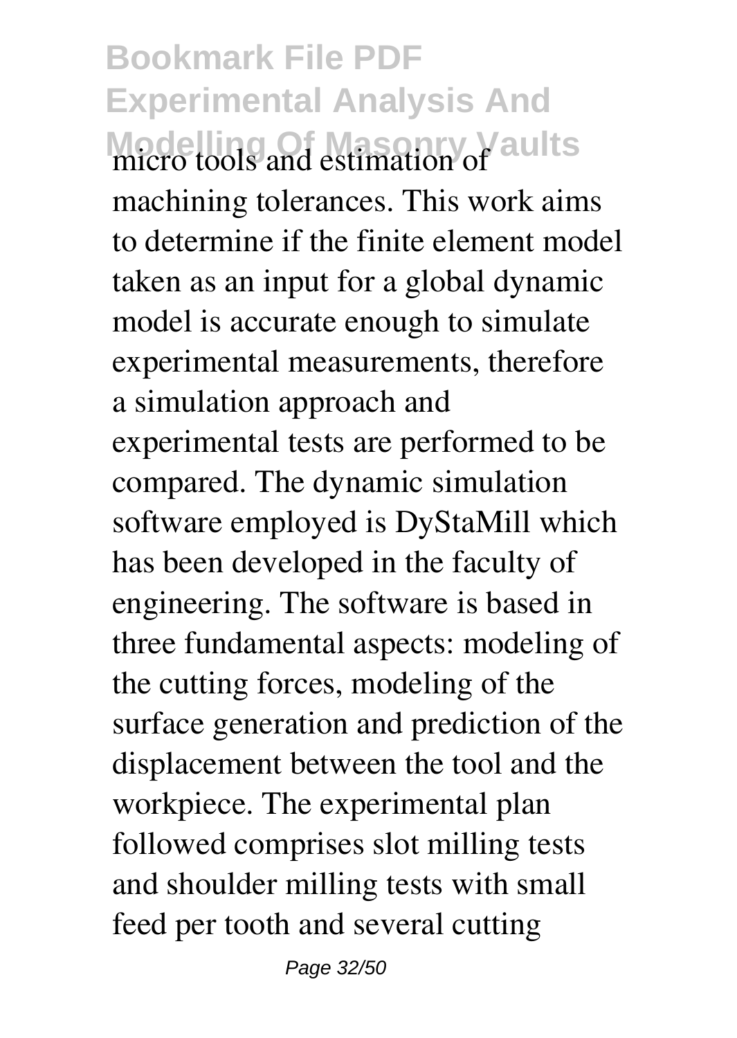micro tools and estimation of machining tolerances. This work aims to determine if the finite element model taken as an input for a global dynamic model is accurate enough to simulate experimental measurements, therefore a simulation approach and experimental tests are performed to be compared. The dynamic simulation software employed is DyStaMill which has been developed in the faculty of engineering. The software is based in three fundamental aspects: modeling of the cutting forces, modeling of the surface generation and prediction of the displacement between the tool and the workpiece. The experimental plan followed comprises slot milling tests and shoulder milling tests with small feed per tooth and several cutting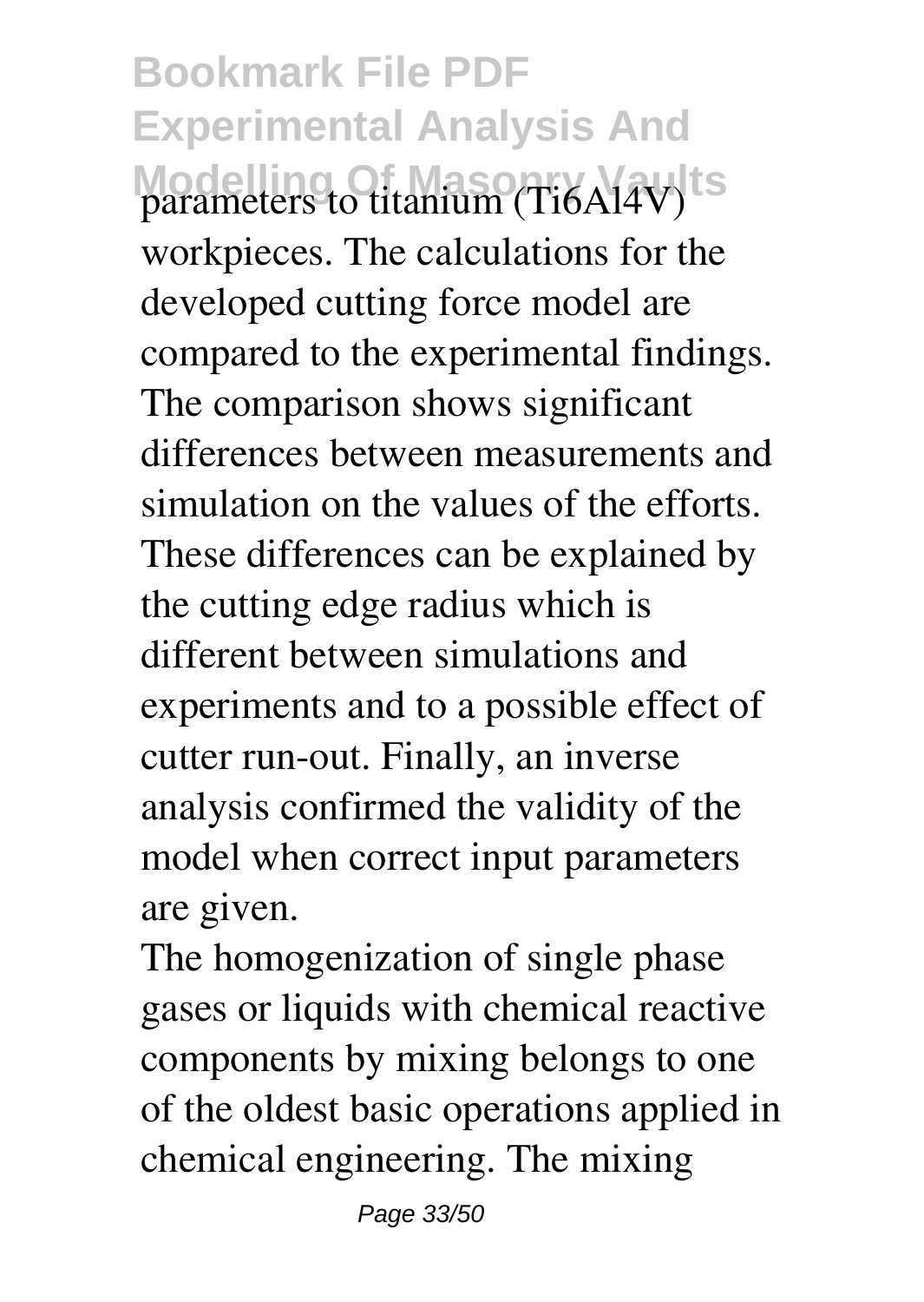parameters to titanium ($Ti6Al4V$) workpieces. The calculations for the developed cutting force model are compared to the experimental findings. The comparison shows significant differences between measurements and simulation on the values of the efforts. These differences can be explained by the cutting edge radius which is different between simulations and experiments and to a possible effect of cutter run-out. Finally, an inverse analysis confirmed the validity of the model when correct input parameters are given.

The homogenization of single phase gases or liquids with chemical reactive components by mixing belongs to one of the oldest basic operations applied in chemical engineering. The mixing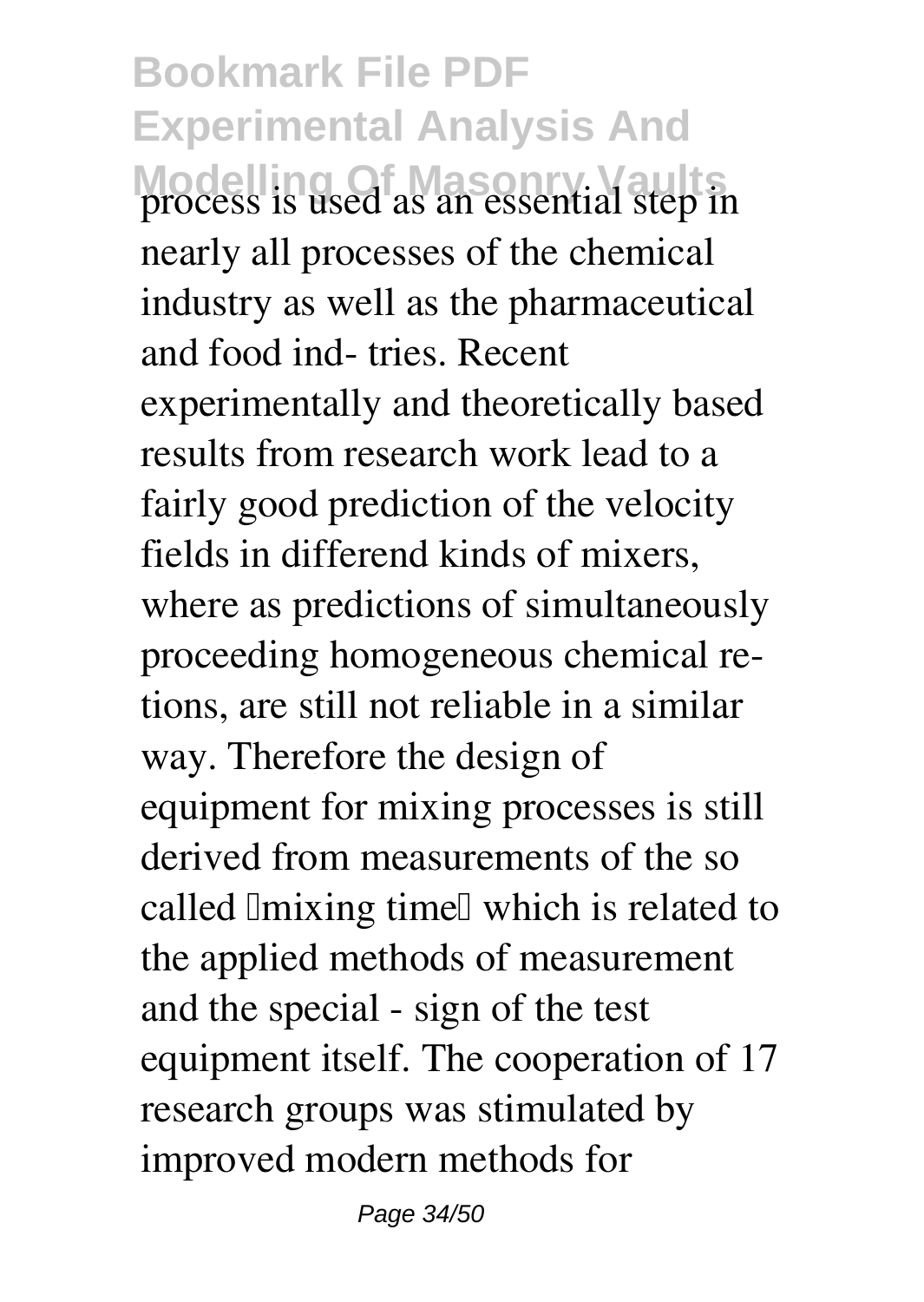process is used as an essential step in nearly all processes of the chemical industry as well as the pharmaceutical and food ind- tries. Recent experimentally and theoretically based results from research work lead to a fairly good prediction of the velocity fields in differend kinds of mixers, where as predictions of simultaneously proceeding homogeneous chemical re- tions, are still not reliable in a similar way. Therefore the design of equipment for mixing processes is still derived from measurements of the so called "mixing time" which is related to the applied methods of measurement and the special - sign of the test equipment itself. The cooperation of 17 research groups was stimulated by improved modern methods for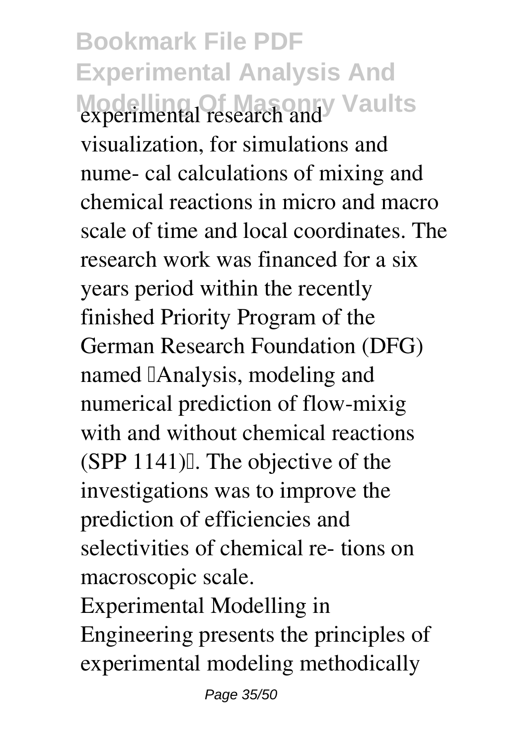experimental research and visualization, for simulations and nume- cal calculations of mixing and chemical reactions in micro and macro scale of time and local coordinates. The research work was financed for a six years period within the recently finished Priority Program of the German Research Foundation (DFG) named "Analysis, modeling and numerical prediction of flow-mixig with and without chemical reactions (SPP 1141)". The objective of the investigations was to improve the prediction of efficiencies and selectivities of chemical re- tions on macroscopic scale.

Experimental Modelling in Engineering presents the principles of experimental modeling methodically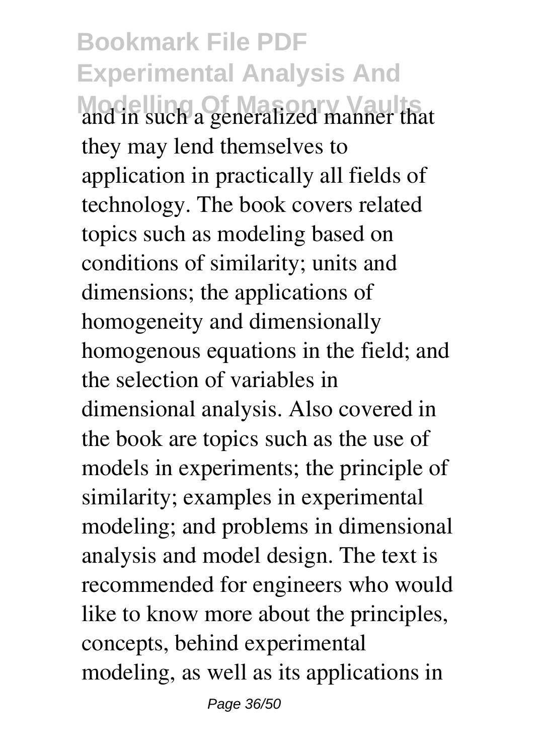and in such a generalized manner that they may lend themselves to application in practically all fields of technology. The book covers related topics such as modeling based on conditions of similarity; units and dimensions; the applications of homogeneity and dimensionally homogenous equations in the field; and the selection of variables in dimensional analysis. Also covered in the book are topics such as the use of models in experiments; the principle of similarity; examples in experimental modeling; and problems in dimensional analysis and model design. The text is recommended for engineers who would like to know more about the principles, concepts, behind experimental modeling, as well as its applications in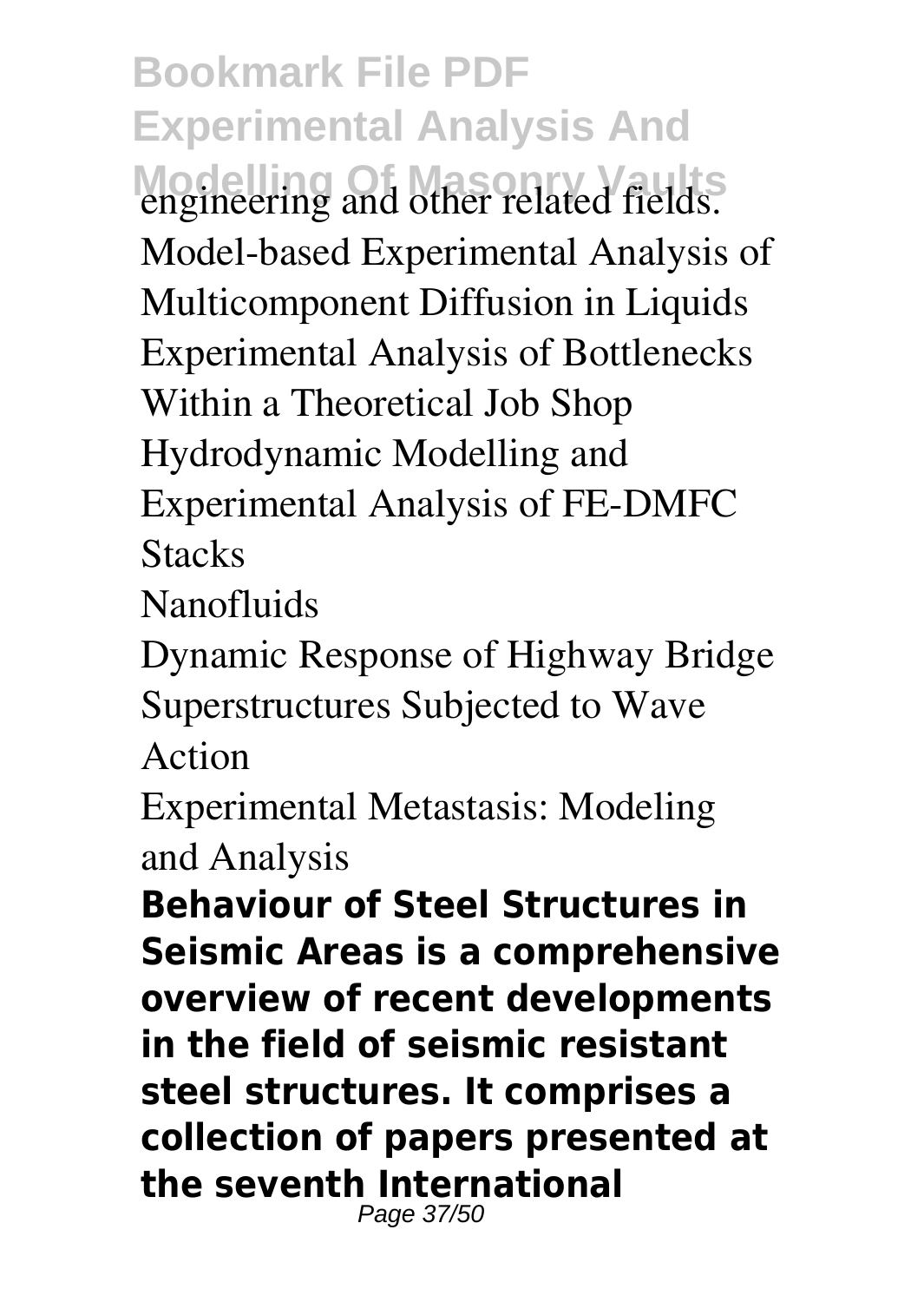engineering and other related fields.

Model-based Experimental Analysis of Multicomponent Diffusion in Liquids

Experimental Analysis of Bottlenecks Within a Theoretical Job Shop

Hydrodynamic Modelling and Experimental Analysis of FE-DMFC Stacks

Nanofluids

Dynamic Response of Highway Bridge Superstructures Subjected to Wave Action

Experimental Metastasis: Modeling and Analysis

**Behaviour of Steel Structures in Seismic Areas is a comprehensive overview of recent developments in the field of seismic resistant steel structures. It comprises a collection of papers presented at the seventh International**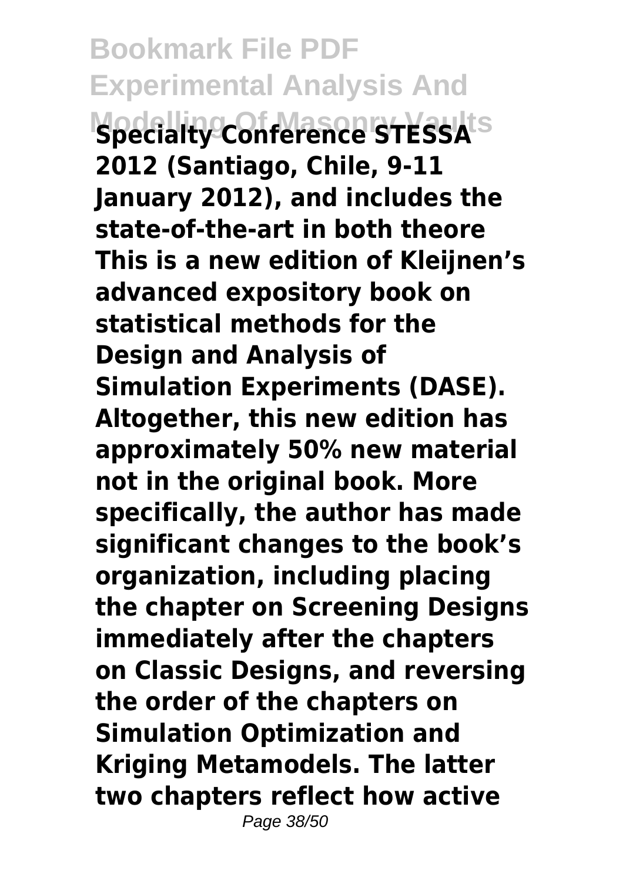**Specialty Conference STESSA 2012 (Santiago, Chile, 9-11 January 2012), and includes the state-of-the-art in both theore This is a new edition of Kleijnen's advanced expository book on statistical methods for the Design and Analysis of Simulation Experiments (DASE). Altogether, this new edition has approximately 50% new material not in the original book. More specifically, the author has made significant changes to the book's organization, including placing the chapter on Screening Designs immediately after the chapters on Classic Designs, and reversing the order of the chapters on Simulation Optimization and Kriging Metamodels. The latter two chapters reflect how active**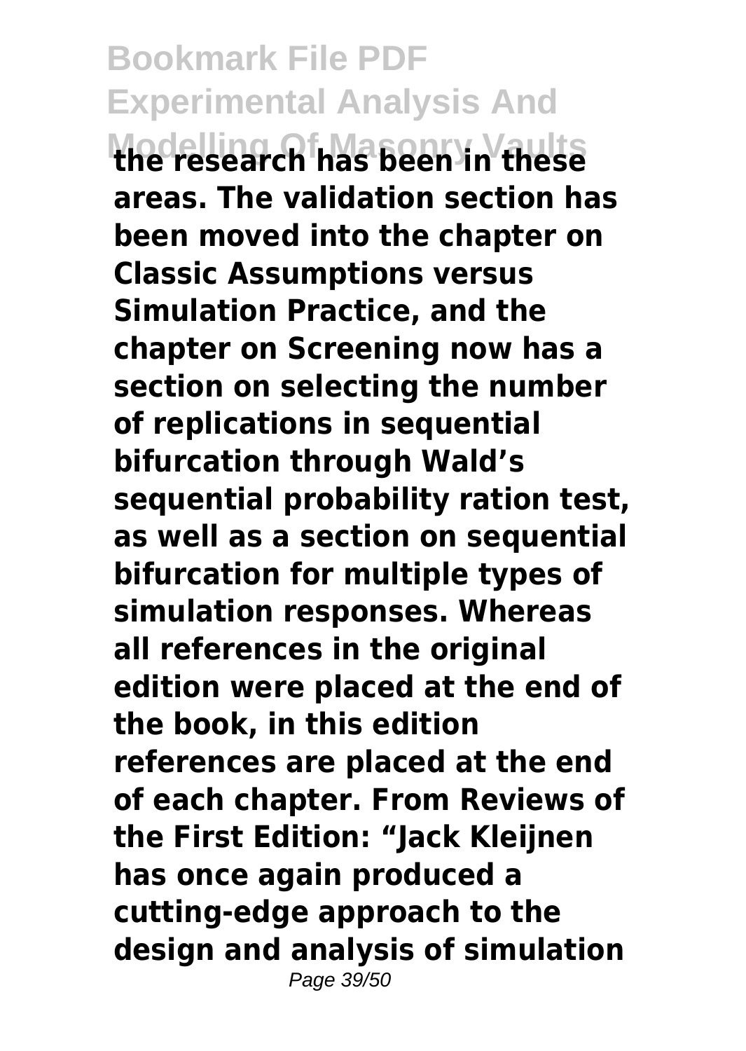**the research has been in these areas. The validation section has been moved into the chapter on Classic Assumptions versus Simulation Practice, and the chapter on Screening now has a section on selecting the number of replications in sequential bifurcation through Wald's sequential probability ration test, as well as a section on sequential bifurcation for multiple types of simulation responses. Whereas all references in the original edition were placed at the end of the book, in this edition references are placed at the end of each chapter. From Reviews of the First Edition: "Jack Kleijnen has once again produced a cutting-edge approach to the design and analysis of simulation**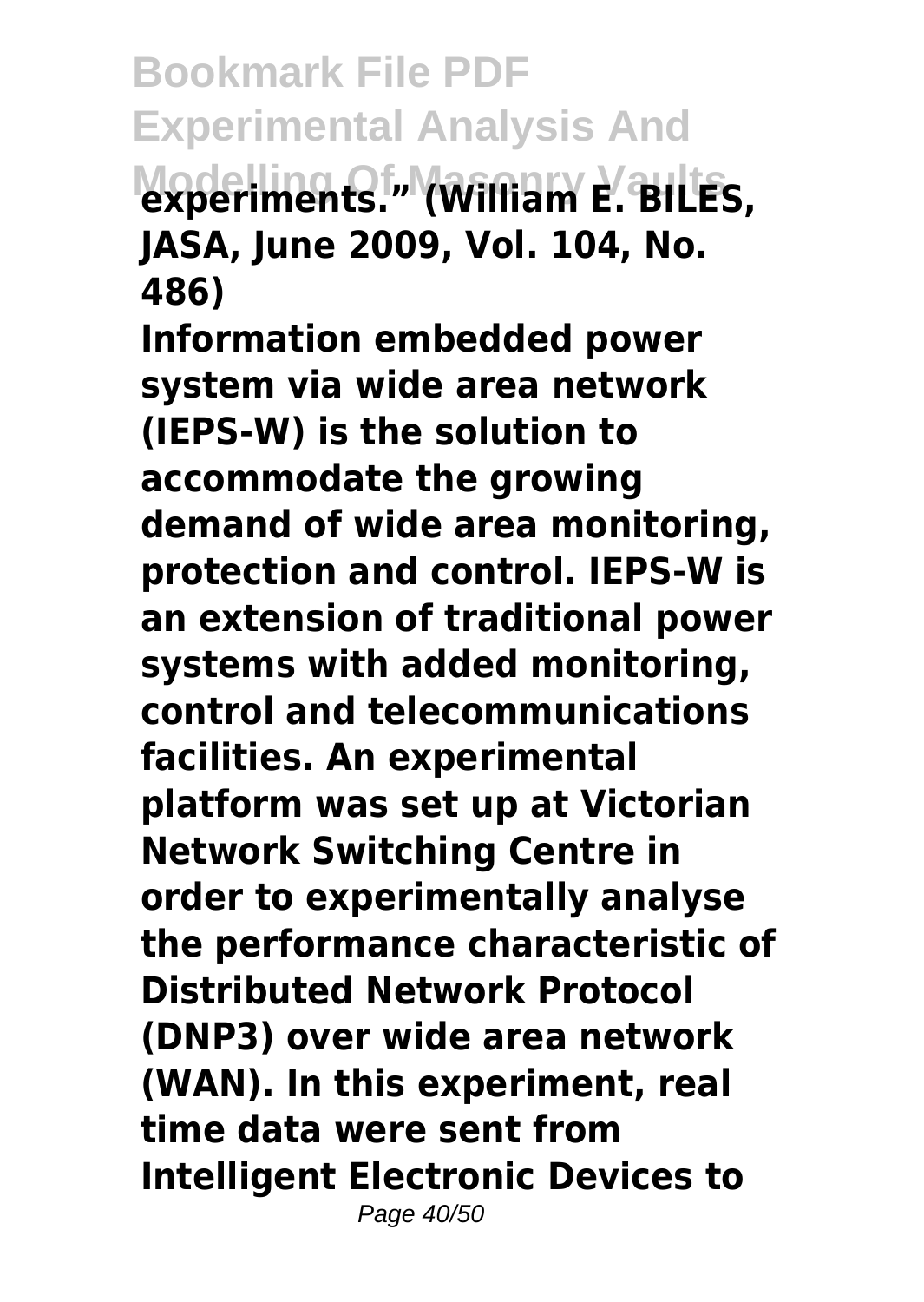**experiments." (William E. BILES, JASA, June 2009, Vol. 104, No. 486)**

**Information embedded power system via wide area network (IEPS-W) is the solution to accommodate the growing demand of wide area monitoring, protection and control. IEPS-W is an extension of traditional power systems with added monitoring, control and telecommunications facilities. An experimental platform was set up at Victorian Network Switching Centre in order to experimentally analyse the performance characteristic of Distributed Network Protocol (DNP3) over wide area network (WAN). In this experiment, real time data were sent from Intelligent Electronic Devices to**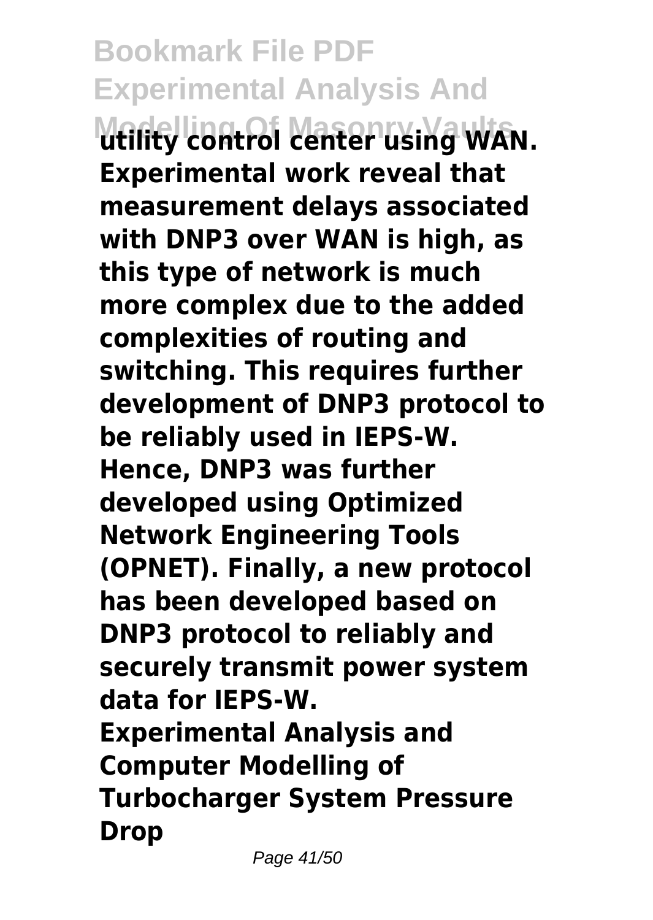**utility control center using WAN. Experimental work reveal that measurement delays associated with DNP3 over WAN is high, as this type of network is much more complex due to the added complexities of routing and switching. This requires further development of DNP3 protocol to be reliably used in IEPS-W. Hence, DNP3 was further developed using Optimized Network Engineering Tools (OPNET). Finally, a new protocol has been developed based on DNP3 protocol to reliably and securely transmit power system data for IEPS-W.**

**Experimental Analysis and Computer Modelling of Turbocharger System Pressure Drop**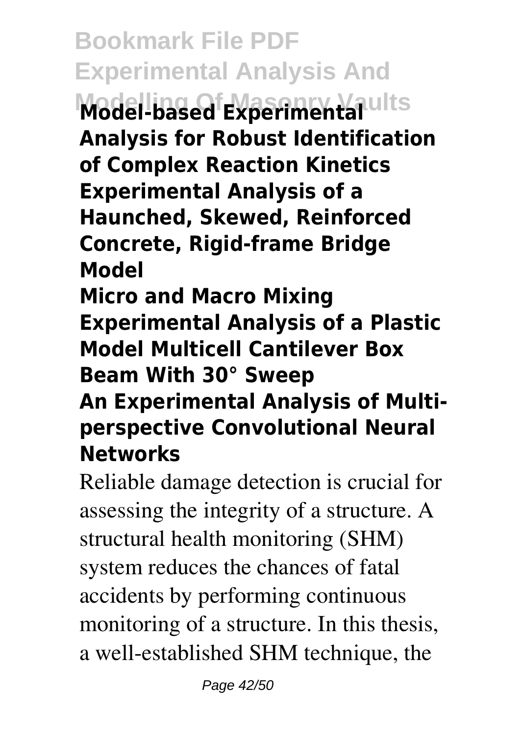**Model-based Experimental Analysis for Robust Identification of Complex Reaction Kinetics**

**Experimental Analysis of a Haunched, Skewed, Reinforced Concrete, Rigid-frame Bridge Model**

**Micro and Macro Mixing**

**Experimental Analysis of a Plastic Model Multicell Cantilever Box Beam With 30° Sweep**

**An Experimental Analysis of Multi-perspective Convolutional Neural Networks**

Reliable damage detection is crucial for assessing the integrity of a structure. A structural health monitoring (SHM) system reduces the chances of fatal accidents by performing continuous monitoring of a structure. In this thesis, a well-established SHM technique, the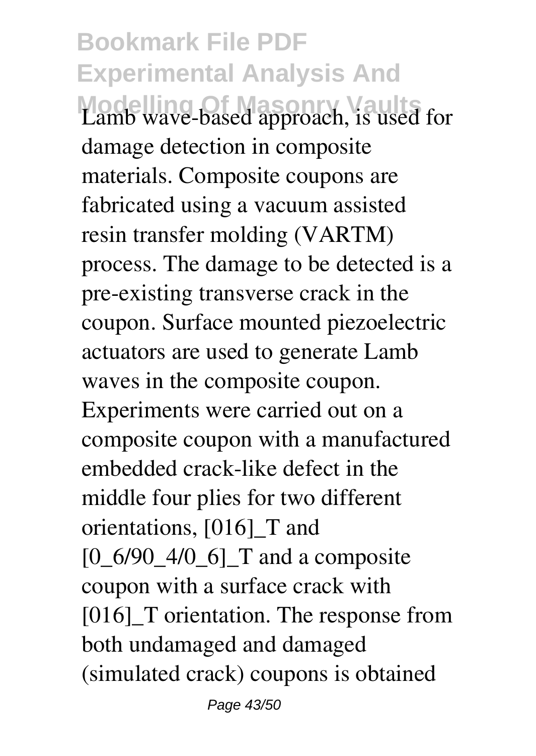Lamb wave-based approach, is used for damage detection in composite materials. Composite coupons are fabricated using a vacuum assisted resin transfer molding (VARTM) process. The damage to be detected is a pre-existing transverse crack in the coupon. Surface mounted piezoelectric actuators are used to generate Lamb waves in the composite coupon. Experiments were carried out on a composite coupon with a manufactured embedded crack-like defect in the middle four plies for two different orientations, [016]_T and [0_6/90_4/0_6]_T and a composite coupon with a surface crack with [016]_T orientation. The response from both undamaged and damaged (simulated crack) coupons is obtained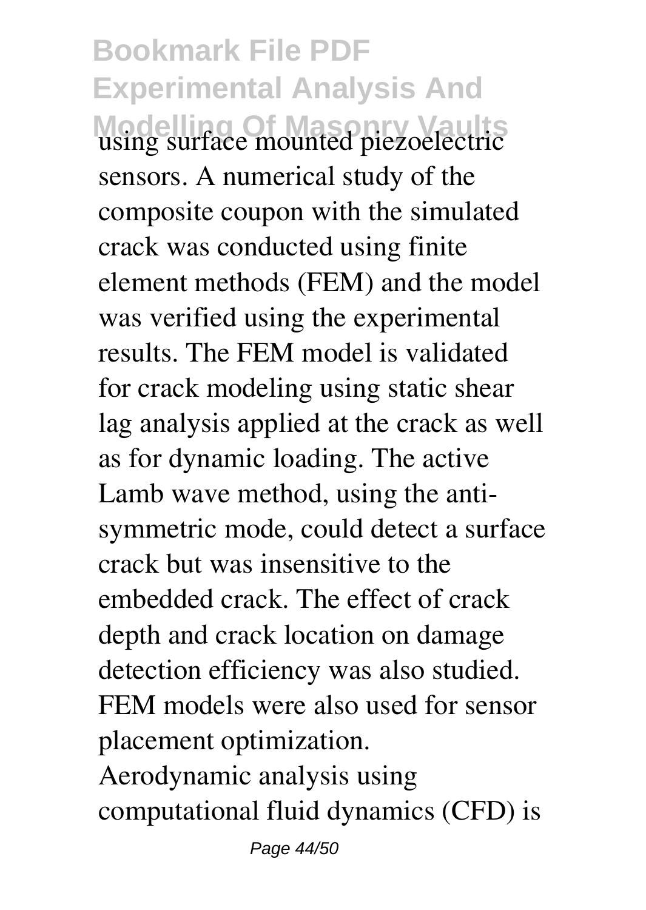using surface mounted piezoelectric sensors. A numerical study of the composite coupon with the simulated crack was conducted using finite element methods (FEM) and the model was verified using the experimental results. The FEM model is validated for crack modeling using static shear lag analysis applied at the crack as well as for dynamic loading. The active Lamb wave method, using the anti-symmetric mode, could detect a surface crack but was insensitive to the embedded crack. The effect of crack depth and crack location on damage detection efficiency was also studied. FEM models were also used for sensor placement optimization.

Aerodynamic analysis using computational fluid dynamics (CFD) is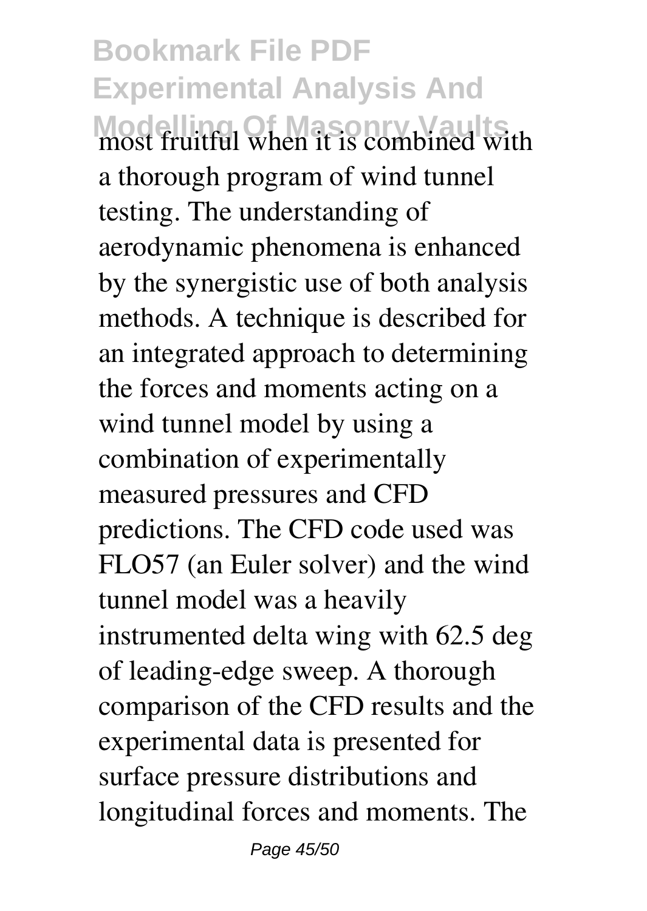most fruitful when it is combined with a thorough program of wind tunnel testing. The understanding of aerodynamic phenomena is enhanced by the synergistic use of both analysis methods. A technique is described for an integrated approach to determining the forces and moments acting on a wind tunnel model by using a combination of experimentally measured pressures and CFD predictions. The CFD code used was FLO57 (an Euler solver) and the wind tunnel model was a heavily instrumented delta wing with 62.5 deg of leading-edge sweep. A thorough comparison of the CFD results and the experimental data is presented for surface pressure distributions and longitudinal forces and moments. The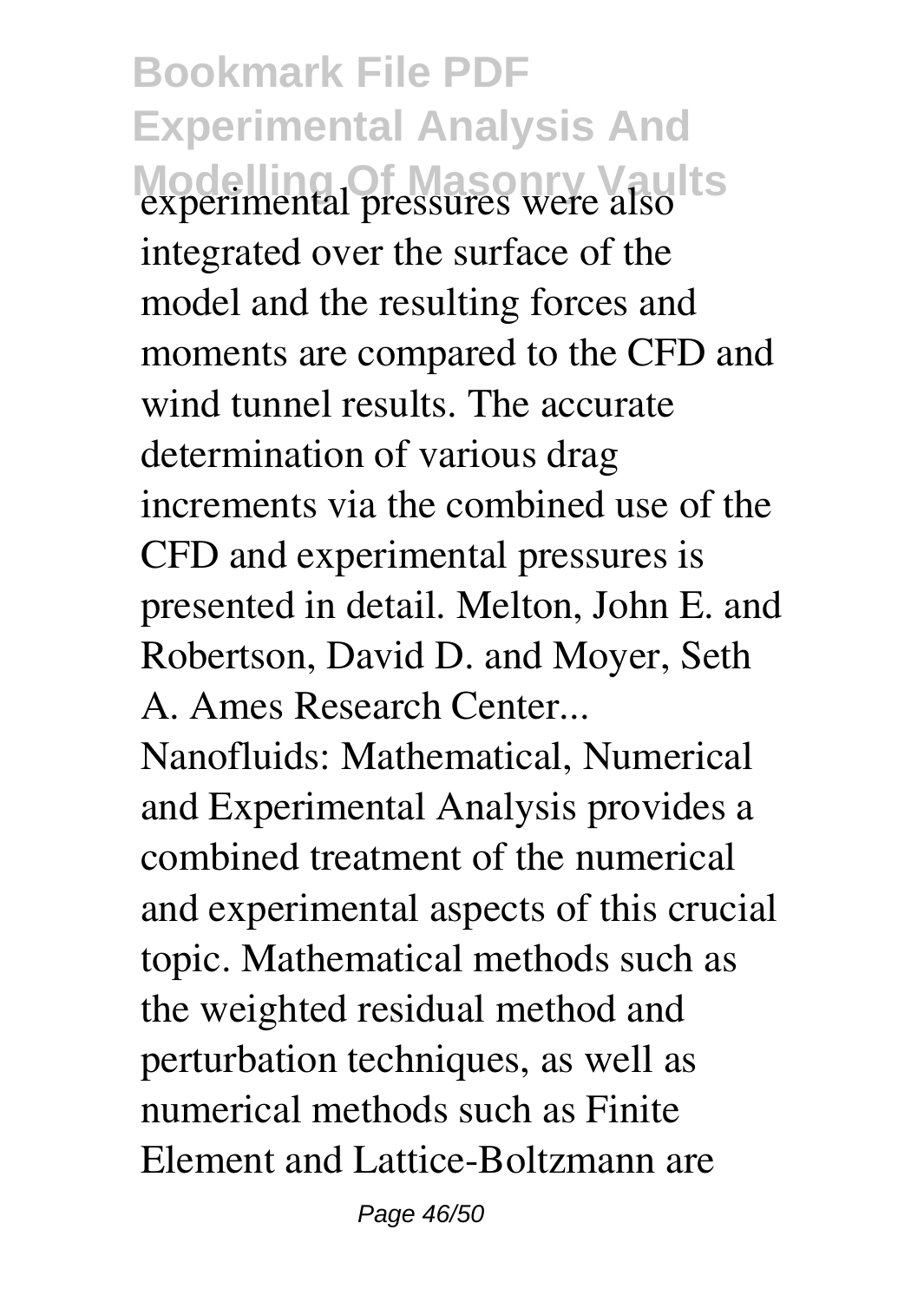experimental pressures were also integrated over the surface of the model and the resulting forces and moments are compared to the CFD and wind tunnel results. The accurate determination of various drag increments via the combined use of the CFD and experimental pressures is presented in detail. Melton, John E. and Robertson, David D. and Moyer, Seth A. Ames Research Center...

Nanofluids: Mathematical, Numerical and Experimental Analysis provides a combined treatment of the numerical and experimental aspects of this crucial topic. Mathematical methods such as the weighted residual method and perturbation techniques, as well as numerical methods such as Finite Element and Lattice-Boltzmann are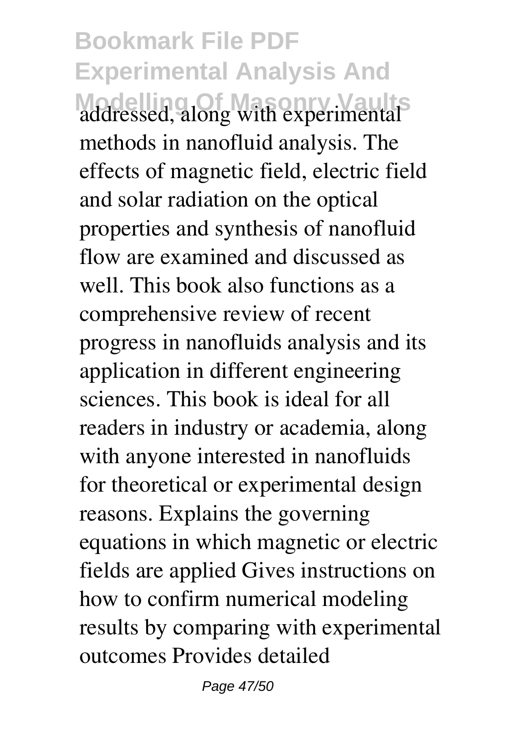addressed, along with experimental methods in nanofluid analysis. The effects of magnetic field, electric field and solar radiation on the optical properties and synthesis of nanofluid flow are examined and discussed as well. This book also functions as a comprehensive review of recent progress in nanofluids analysis and its application in different engineering sciences. This book is ideal for all readers in industry or academia, along with anyone interested in nanofluids for theoretical or experimental design reasons. Explains the governing equations in which magnetic or electric fields are applied Gives instructions on how to confirm numerical modeling results by comparing with experimental outcomes Provides detailed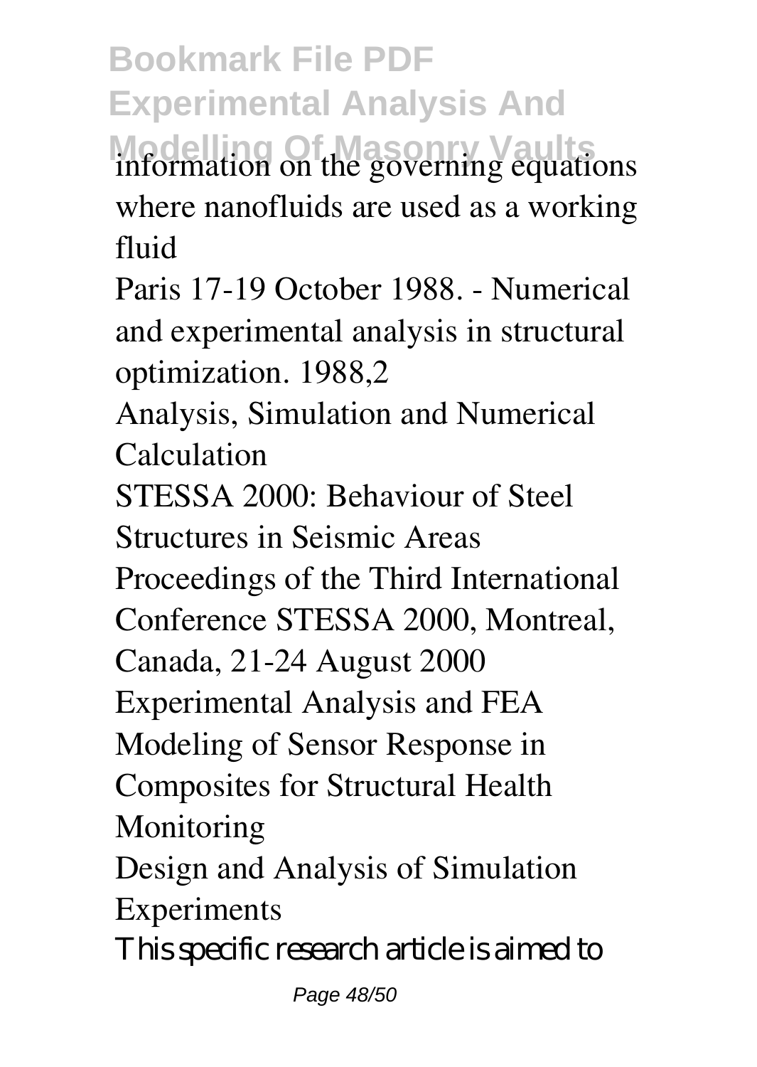information on the governing equations where nanofluids are used as a working fluid

Paris 17-19 October 1988. - Numerical and experimental analysis in structural optimization. 1988,2

Analysis, Simulation and Numerical Calculation

STESSA 2000: Behaviour of Steel Structures in Seismic Areas

Proceedings of the Third International Conference STESSA 2000, Montreal, Canada, 21-24 August 2000

Experimental Analysis and FEA Modeling of Sensor Response in Composites for Structural Health Monitoring

Design and Analysis of Simulation Experiments

This specific research article is aimed to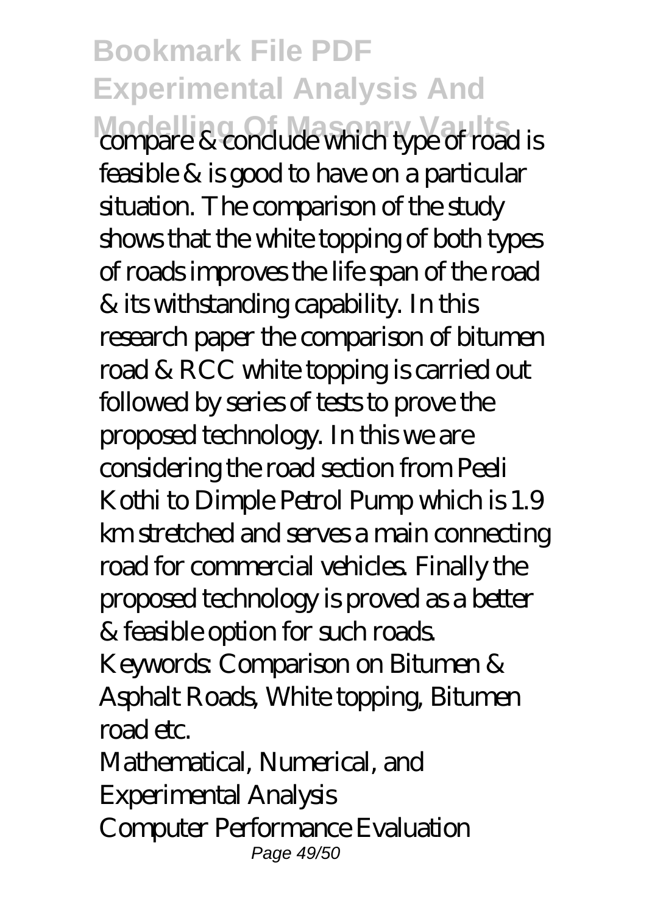compare & conclude which type of road is feasible & is good to have on a particular situation. The comparison of the study shows that the white topping of both types of roads improves the life span of the road & its withstanding capability. In this research paper the comparison of bitumen road & RCC white topping is carried out followed by series of tests to prove the proposed technology. In this we are considering the road section from Peeli Kothi to Dimple Petrol Pump which is 1.9 km stretched and serves a main connecting road for commercial vehicles. Finally the proposed technology is proved as a better & feasible option for such roads. Keywords: Comparison on Bitumen & Asphalt Roads, White topping, Bitumen road etc.

Mathematical, Numerical, and Experimental Analysis

Computer Performance Evaluation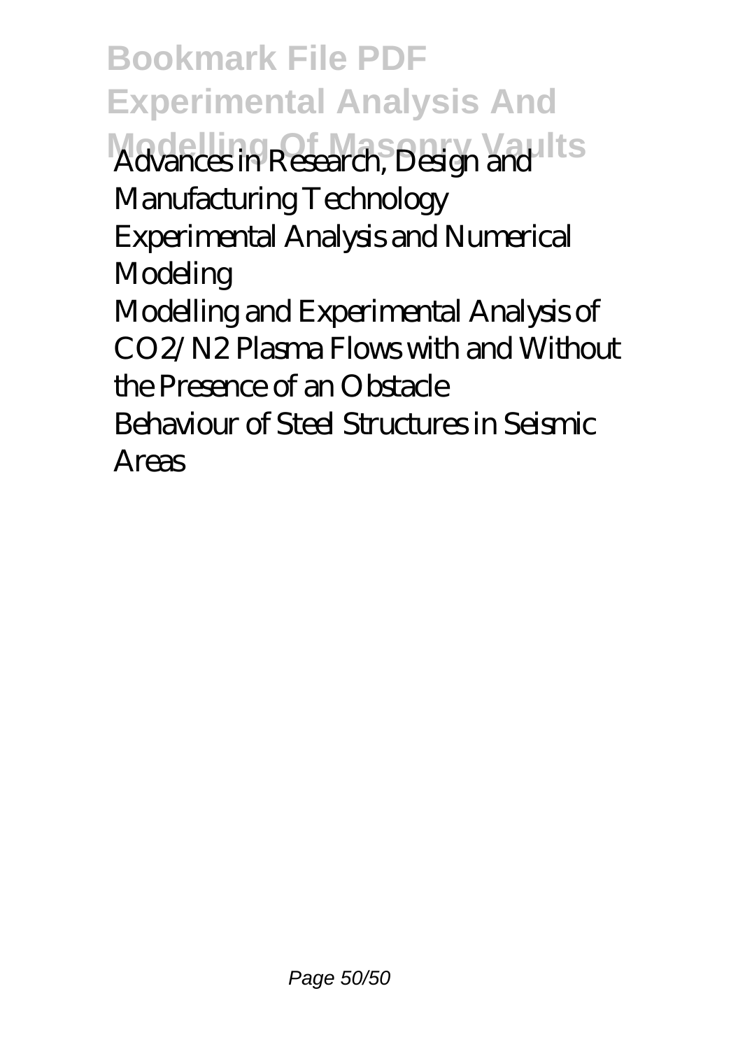Advances in Research, Design and Manufacturing Technology

Experimental Analysis and Numerical Modeling

Modelling and Experimental Analysis of $CO_2/N_2$ Plasma Flows with and Without the Presence of an Obstacle

Behaviour of Steel Structures in Seismic Areas